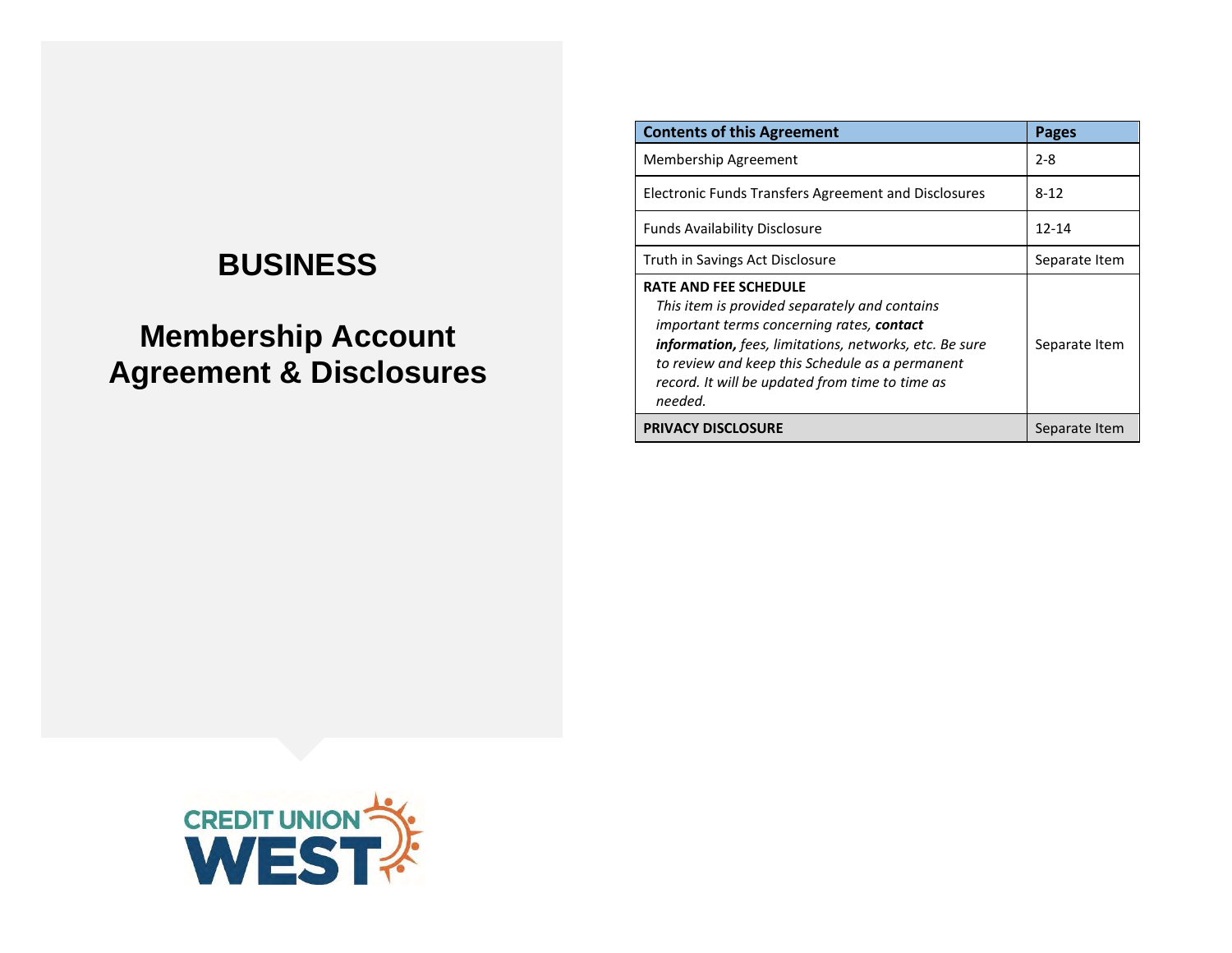# BUSINESS

# Membership Account Agreement & Disclosures

| Contents of this Agreement | Pages |
| --- | --- |
| Membership Agreement | 2-8 |
| Electronic Funds Transfers Agreement and Disclosures | 8-12 |
| Funds Availability Disclosure | 12-14 |
| Truth in Savings Act Disclosure | Separate Item |
| **RATE AND FEE SCHEDULE** *This item is provided separately and contains important terms concerning rates, **contact information,** fees, limitations, networks, etc. Be sure to review and keep this Schedule as a permanent record. It will be updated from time to time as needed.* | Separate Item |
| **PRIVACY DISCLOSURE** | Separate Item |

CREDIT UNION WEST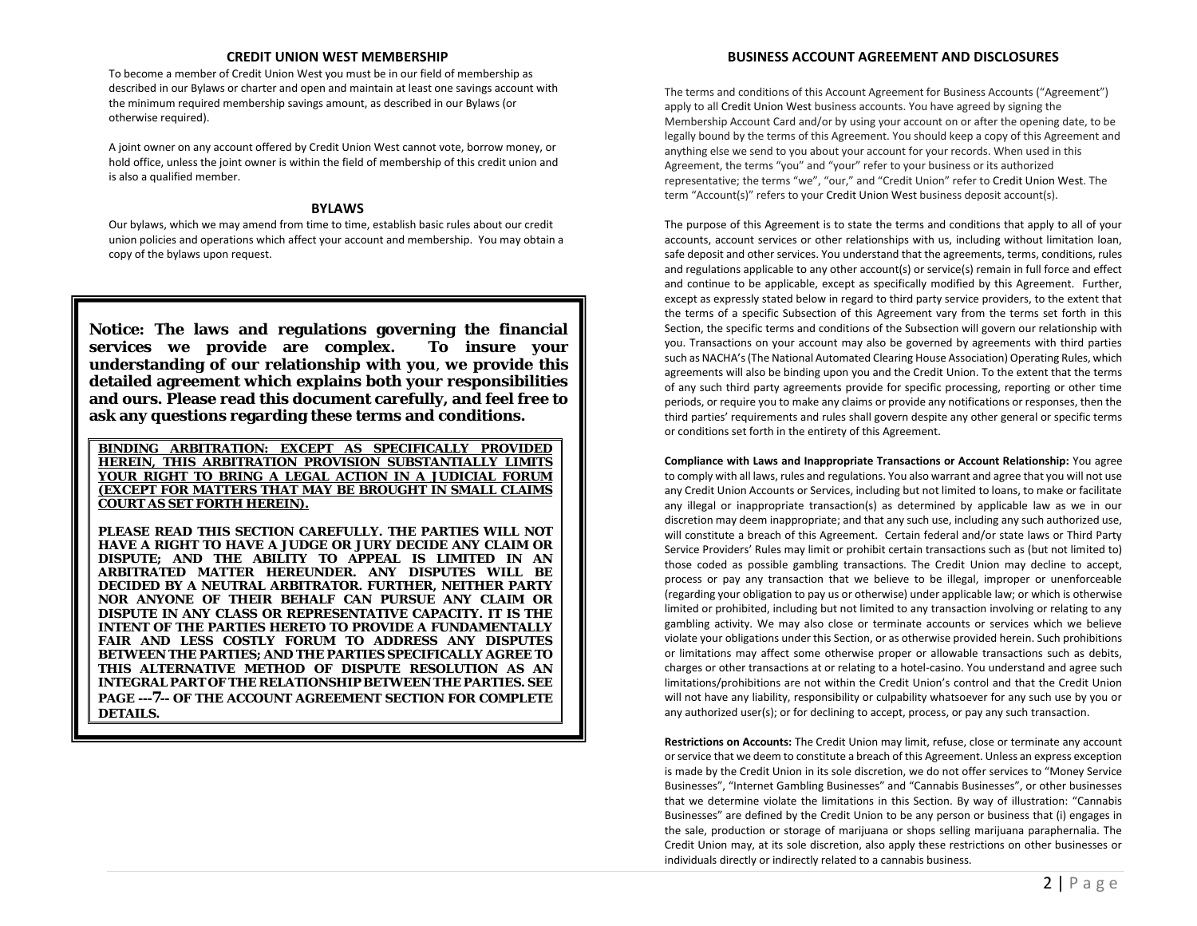## CREDIT UNION WEST MEMBERSHIP

To become a member of Credit Union West you must be in our field of membership as described in our Bylaws or charter and open and maintain at least one savings account with the minimum required membership savings amount, as described in our Bylaws (or otherwise required).

A joint owner on any account offered by Credit Union West cannot vote, borrow money, or hold office, unless the joint owner is within the field of membership of this credit union and is also a qualified member.

## BYLAWS

Our bylaws, which we may amend from time to time, establish basic rules about our credit union policies and operations which affect your account and membership. You may obtain a copy of the bylaws upon request.

**Notice: The laws and regulations governing the financial services we provide are complex. To insure your understanding of our relationship with you, we provide this detailed agreement which explains both your responsibilities and ours. Please read this document carefully, and feel free to ask any questions regarding these terms and conditions.**

**BINDING ARBITRATION: EXCEPT AS SPECIFICALLY PROVIDED HEREIN, THIS ARBITRATION PROVISION SUBSTANTIALLY LIMITS YOUR RIGHT TO BRING A LEGAL ACTION IN A JUDICIAL FORUM (EXCEPT FOR MATTERS THAT MAY BE BROUGHT IN SMALL CLAIMS COURT AS SET FORTH HEREIN).**

**PLEASE READ THIS SECTION CAREFULLY. THE PARTIES WILL NOT HAVE A RIGHT TO HAVE A JUDGE OR JURY DECIDE ANY CLAIM OR DISPUTE; AND THE ABILITY TO APPEAL IS LIMITED IN AN ARBITRATED MATTER HEREUNDER. ANY DISPUTES WILL BE DECIDED BY A NEUTRAL ARBITRATOR. FURTHER, NEITHER PARTY NOR ANYONE OF THEIR BEHALF CAN PURSUE ANY CLAIM OR DISPUTE IN ANY CLASS OR REPRESENTATIVE CAPACITY. IT IS THE INTENT OF THE PARTIES HERETO TO PROVIDE A FUNDAMENTALLY FAIR AND LESS COSTLY FORUM TO ADDRESS ANY DISPUTES BETWEEN THE PARTIES; AND THE PARTIES SPECIFICALLY AGREE TO THIS ALTERNATIVE METHOD OF DISPUTE RESOLUTION AS AN INTEGRAL PART OF THE RELATIONSHIP BETWEEN THE PARTIES. SEE PAGE ---7-- OF THE ACCOUNT AGREEMENT SECTION FOR COMPLETE DETAILS.**

## BUSINESS ACCOUNT AGREEMENT AND DISCLOSURES

The terms and conditions of this Account Agreement for Business Accounts ("Agreement") apply to all Credit Union West business accounts. You have agreed by signing the Membership Account Card and/or by using your account on or after the opening date, to be legally bound by the terms of this Agreement. You should keep a copy of this Agreement and anything else we send to you about your account for your records. When used in this Agreement, the terms "you" and "your" refer to your business or its authorized representative; the terms "we", "our," and "Credit Union" refer to Credit Union West. The term "Account(s)" refers to your Credit Union West business deposit account(s).

The purpose of this Agreement is to state the terms and conditions that apply to all of your accounts, account services or other relationships with us, including without limitation loan, safe deposit and other services. You understand that the agreements, terms, conditions, rules and regulations applicable to any other account(s) or service(s) remain in full force and effect and continue to be applicable, except as specifically modified by this Agreement. Further, except as expressly stated below in regard to third party service providers, to the extent that the terms of a specific Subsection of this Agreement vary from the terms set forth in this Section, the specific terms and conditions of the Subsection will govern our relationship with you. Transactions on your account may also be governed by agreements with third parties such as NACHA's (The National Automated Clearing House Association) Operating Rules, which agreements will also be binding upon you and the Credit Union. To the extent that the terms of any such third party agreements provide for specific processing, reporting or other time periods, or require you to make any claims or provide any notifications or responses, then the third parties' requirements and rules shall govern despite any other general or specific terms or conditions set forth in the entirety of this Agreement.

**Compliance with Laws and Inappropriate Transactions or Account Relationship:** You agree to comply with all laws, rules and regulations. You also warrant and agree that you will not use any Credit Union Accounts or Services, including but not limited to loans, to make or facilitate any illegal or inappropriate transaction(s) as determined by applicable law as we in our discretion may deem inappropriate; and that any such use, including any such authorized use, will constitute a breach of this Agreement. Certain federal and/or state laws or Third Party Service Providers' Rules may limit or prohibit certain transactions such as (but not limited to) those coded as possible gambling transactions. The Credit Union may decline to accept, process or pay any transaction that we believe to be illegal, improper or unenforceable (regarding your obligation to pay us or otherwise) under applicable law; or which is otherwise limited or prohibited, including but not limited to any transaction involving or relating to any gambling activity. We may also close or terminate accounts or services which we believe violate your obligations under this Section, or as otherwise provided herein. Such prohibitions or limitations may affect some otherwise proper or allowable transactions such as debits, charges or other transactions at or relating to a hotel-casino. You understand and agree such limitations/prohibitions are not within the Credit Union's control and that the Credit Union will not have any liability, responsibility or culpability whatsoever for any such use by you or any authorized user(s); or for declining to accept, process, or pay any such transaction.

**Restrictions on Accounts:** The Credit Union may limit, refuse, close or terminate any account or service that we deem to constitute a breach of this Agreement. Unless an express exception is made by the Credit Union in its sole discretion, we do not offer services to "Money Service Businesses", "Internet Gambling Businesses" and "Cannabis Businesses", or other businesses that we determine violate the limitations in this Section. By way of illustration: "Cannabis Businesses" are defined by the Credit Union to be any person or business that (i) engages in the sale, production or storage of marijuana or shops selling marijuana paraphernalia. The Credit Union may, at its sole discretion, also apply these restrictions on other businesses or individuals directly or indirectly related to a cannabis business.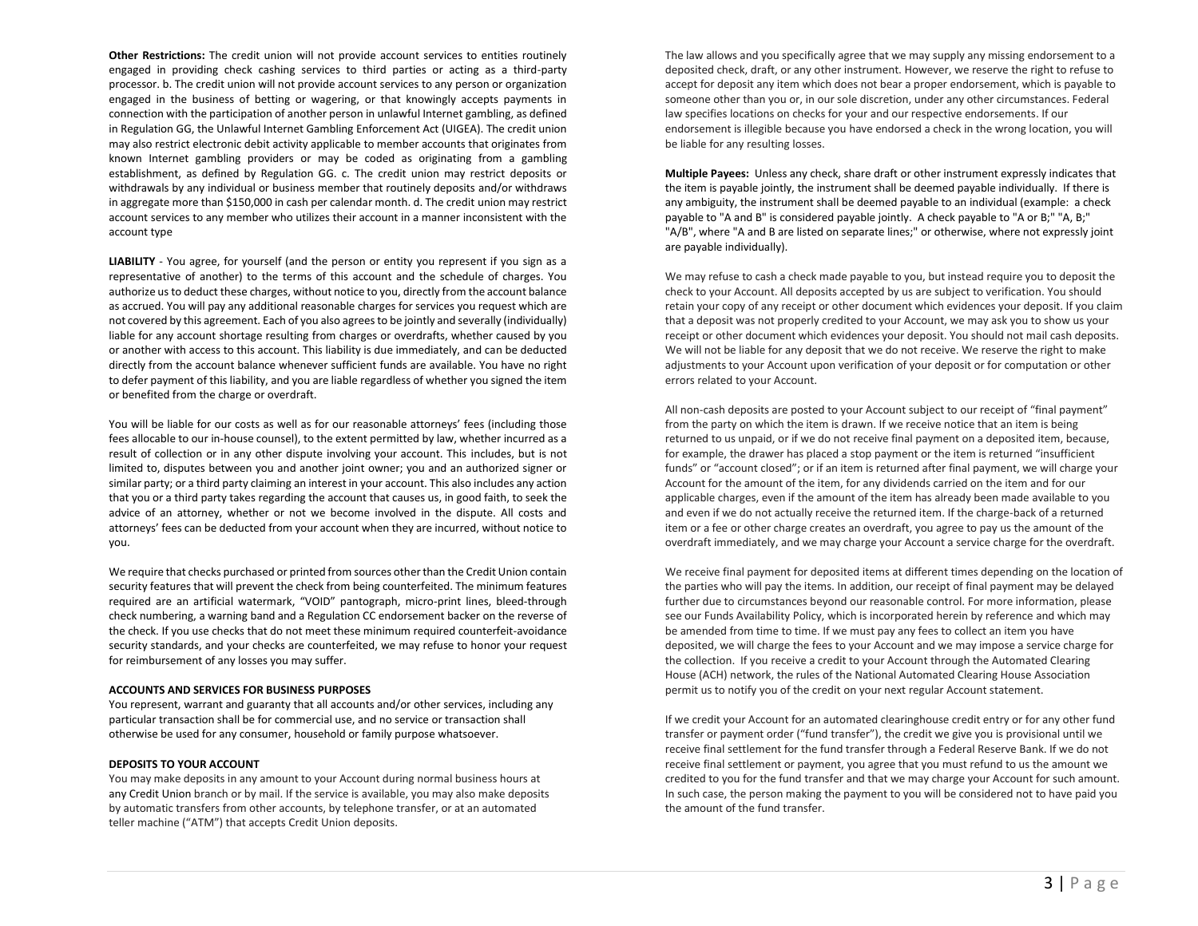**Other Restrictions:** The credit union will not provide account services to entities routinely engaged in providing check cashing services to third parties or acting as a third-party processor. b. The credit union will not provide account services to any person or organization engaged in the business of betting or wagering, or that knowingly accepts payments in connection with the participation of another person in unlawful Internet gambling, as defined in Regulation GG, the Unlawful Internet Gambling Enforcement Act (UIGEA). The credit union may also restrict electronic debit activity applicable to member accounts that originates from known Internet gambling providers or may be coded as originating from a gambling establishment, as defined by Regulation GG. c. The credit union may restrict deposits or withdrawals by any individual or business member that routinely deposits and/or withdraws in aggregate more than $150,000 in cash per calendar month. d. The credit union may restrict account services to any member who utilizes their account in a manner inconsistent with the account type

**LIABILITY** - You agree, for yourself (and the person or entity you represent if you sign as a representative of another) to the terms of this account and the schedule of charges. You authorize us to deduct these charges, without notice to you, directly from the account balance as accrued. You will pay any additional reasonable charges for services you request which are not covered by this agreement. Each of you also agrees to be jointly and severally (individually) liable for any account shortage resulting from charges or overdrafts, whether caused by you or another with access to this account. This liability is due immediately, and can be deducted directly from the account balance whenever sufficient funds are available. You have no right to defer payment of this liability, and you are liable regardless of whether you signed the item or benefited from the charge or overdraft.

You will be liable for our costs as well as for our reasonable attorneys' fees (including those fees allocable to our in-house counsel), to the extent permitted by law, whether incurred as a result of collection or in any other dispute involving your account. This includes, but is not limited to, disputes between you and another joint owner; you and an authorized signer or similar party; or a third party claiming an interest in your account. This also includes any action that you or a third party takes regarding the account that causes us, in good faith, to seek the advice of an attorney, whether or not we become involved in the dispute. All costs and attorneys' fees can be deducted from your account when they are incurred, without notice to you.

We require that checks purchased or printed from sources other than the Credit Union contain security features that will prevent the check from being counterfeited. The minimum features required are an artificial watermark, "VOID" pantograph, micro-print lines, bleed-through check numbering, a warning band and a Regulation CC endorsement backer on the reverse of the check. If you use checks that do not meet these minimum required counterfeit-avoidance security standards, and your checks are counterfeited, we may refuse to honor your request for reimbursement of any losses you may suffer.

**ACCOUNTS AND SERVICES FOR BUSINESS PURPOSES**

You represent, warrant and guaranty that all accounts and/or other services, including any particular transaction shall be for commercial use, and no service or transaction shall otherwise be used for any consumer, household or family purpose whatsoever.

**DEPOSITS TO YOUR ACCOUNT**

You may make deposits in any amount to your Account during normal business hours at any Credit Union branch or by mail. If the service is available, you may also make deposits by automatic transfers from other accounts, by telephone transfer, or at an automated teller machine ("ATM") that accepts Credit Union deposits.

The law allows and you specifically agree that we may supply any missing endorsement to a deposited check, draft, or any other instrument. However, we reserve the right to refuse to accept for deposit any item which does not bear a proper endorsement, which is payable to someone other than you or, in our sole discretion, under any other circumstances. Federal law specifies locations on checks for your and our respective endorsements. If our endorsement is illegible because you have endorsed a check in the wrong location, you will be liable for any resulting losses.

**Multiple Payees:** Unless any check, share draft or other instrument expressly indicates that the item is payable jointly, the instrument shall be deemed payable individually. If there is any ambiguity, the instrument shall be deemed payable to an individual (example: a check payable to "A and B" is considered payable jointly. A check payable to "A or B;" "A, B;" "A/B", where "A and B are listed on separate lines;" or otherwise, where not expressly joint are payable individually).

We may refuse to cash a check made payable to you, but instead require you to deposit the check to your Account. All deposits accepted by us are subject to verification. You should retain your copy of any receipt or other document which evidences your deposit. If you claim that a deposit was not properly credited to your Account, we may ask you to show us your receipt or other document which evidences your deposit. You should not mail cash deposits. We will not be liable for any deposit that we do not receive. We reserve the right to make adjustments to your Account upon verification of your deposit or for computation or other errors related to your Account.

All non-cash deposits are posted to your Account subject to our receipt of "final payment" from the party on which the item is drawn. If we receive notice that an item is being returned to us unpaid, or if we do not receive final payment on a deposited item, because, for example, the drawer has placed a stop payment or the item is returned "insufficient funds" or "account closed"; or if an item is returned after final payment, we will charge your Account for the amount of the item, for any dividends carried on the item and for our applicable charges, even if the amount of the item has already been made available to you and even if we do not actually receive the returned item. If the charge-back of a returned item or a fee or other charge creates an overdraft, you agree to pay us the amount of the overdraft immediately, and we may charge your Account a service charge for the overdraft.

We receive final payment for deposited items at different times depending on the location of the parties who will pay the items. In addition, our receipt of final payment may be delayed further due to circumstances beyond our reasonable control. For more information, please see our Funds Availability Policy, which is incorporated herein by reference and which may be amended from time to time. If we must pay any fees to collect an item you have deposited, we will charge the fees to your Account and we may impose a service charge for the collection. If you receive a credit to your Account through the Automated Clearing House (ACH) network, the rules of the National Automated Clearing House Association permit us to notify you of the credit on your next regular Account statement.

If we credit your Account for an automated clearinghouse credit entry or for any other fund transfer or payment order ("fund transfer"), the credit we give you is provisional until we receive final settlement for the fund transfer through a Federal Reserve Bank. If we do not receive final settlement or payment, you agree that you must refund to us the amount we credited to you for the fund transfer and that we may charge your Account for such amount. In such case, the person making the payment to you will be considered not to have paid you the amount of the fund transfer.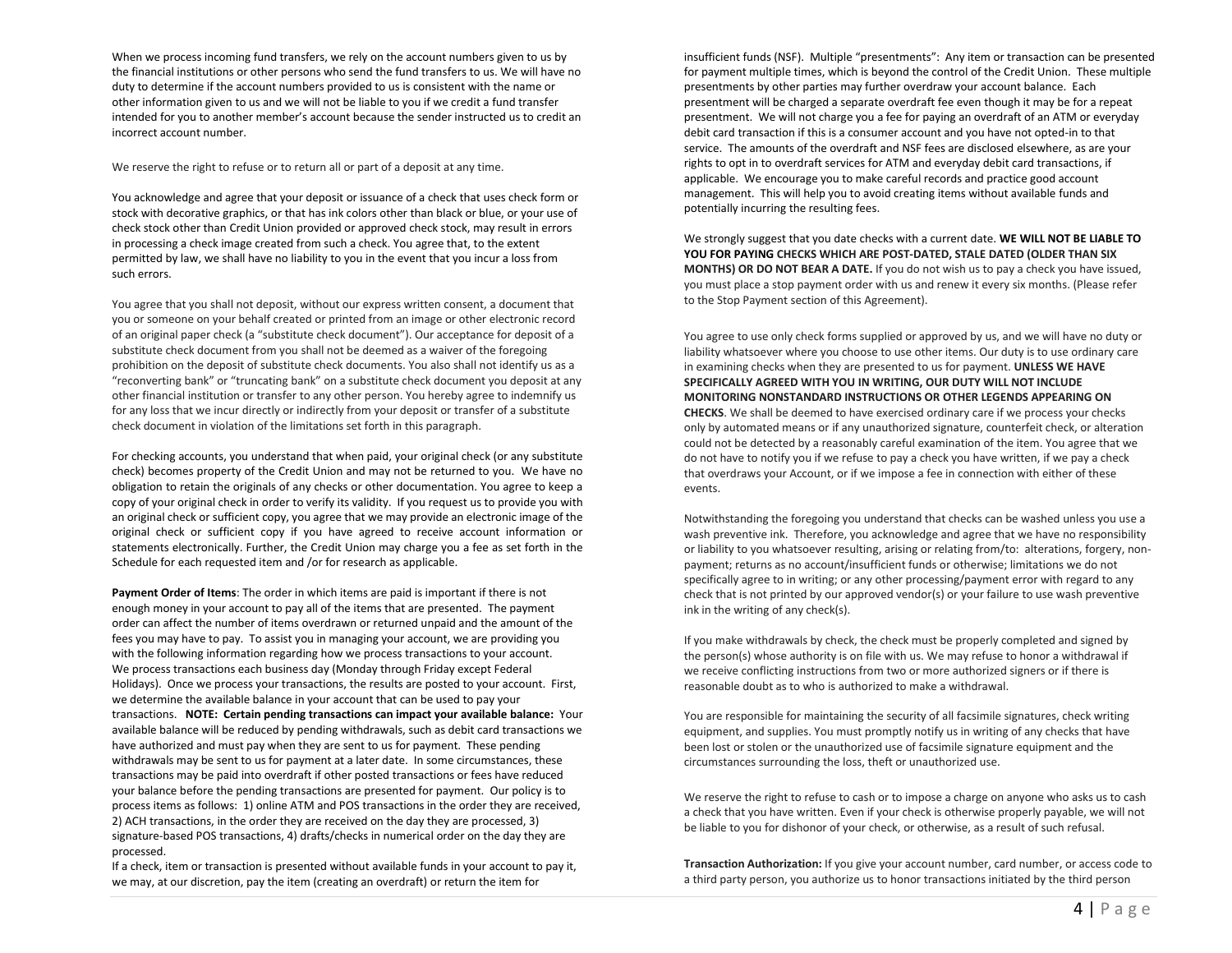When we process incoming fund transfers, we rely on the account numbers given to us by the financial institutions or other persons who send the fund transfers to us. We will have no duty to determine if the account numbers provided to us is consistent with the name or other information given to us and we will not be liable to you if we credit a fund transfer intended for you to another member's account because the sender instructed us to credit an incorrect account number.

We reserve the right to refuse or to return all or part of a deposit at any time.

You acknowledge and agree that your deposit or issuance of a check that uses check form or stock with decorative graphics, or that has ink colors other than black or blue, or your use of check stock other than Credit Union provided or approved check stock, may result in errors in processing a check image created from such a check. You agree that, to the extent permitted by law, we shall have no liability to you in the event that you incur a loss from such errors.

You agree that you shall not deposit, without our express written consent, a document that you or someone on your behalf created or printed from an image or other electronic record of an original paper check (a "substitute check document"). Our acceptance for deposit of a substitute check document from you shall not be deemed as a waiver of the foregoing prohibition on the deposit of substitute check documents. You also shall not identify us as a "reconverting bank" or "truncating bank" on a substitute check document you deposit at any other financial institution or transfer to any other person. You hereby agree to indemnify us for any loss that we incur directly or indirectly from your deposit or transfer of a substitute check document in violation of the limitations set forth in this paragraph.

For checking accounts, you understand that when paid, your original check (or any substitute check) becomes property of the Credit Union and may not be returned to you. We have no obligation to retain the originals of any checks or other documentation. You agree to keep a copy of your original check in order to verify its validity. If you request us to provide you with an original check or sufficient copy, you agree that we may provide an electronic image of the original check or sufficient copy if you have agreed to receive account information or statements electronically. Further, the Credit Union may charge you a fee as set forth in the Schedule for each requested item and /or for research as applicable.

**Payment Order of Items**: The order in which items are paid is important if there is not enough money in your account to pay all of the items that are presented. The payment order can affect the number of items overdrawn or returned unpaid and the amount of the fees you may have to pay. To assist you in managing your account, we are providing you with the following information regarding how we process transactions to your account. We process transactions each business day (Monday through Friday except Federal Holidays). Once we process your transactions, the results are posted to your account. First, we determine the available balance in your account that can be used to pay your transactions. **NOTE: Certain pending transactions can impact your available balance:** Your available balance will be reduced by pending withdrawals, such as debit card transactions we have authorized and must pay when they are sent to us for payment. These pending withdrawals may be sent to us for payment at a later date. In some circumstances, these transactions may be paid into overdraft if other posted transactions or fees have reduced your balance before the pending transactions are presented for payment. Our policy is to process items as follows: 1) online ATM and POS transactions in the order they are received, 2) ACH transactions, in the order they are received on the day they are processed, 3) signature-based POS transactions, 4) drafts/checks in numerical order on the day they are processed.

If a check, item or transaction is presented without available funds in your account to pay it, we may, at our discretion, pay the item (creating an overdraft) or return the item for insufficient funds (NSF). Multiple "presentments": Any item or transaction can be presented for payment multiple times, which is beyond the control of the Credit Union. These multiple presentments by other parties may further overdraw your account balance. Each presentment will be charged a separate overdraft fee even though it may be for a repeat presentment. We will not charge you a fee for paying an overdraft of an ATM or everyday debit card transaction if this is a consumer account and you have not opted-in to that service. The amounts of the overdraft and NSF fees are disclosed elsewhere, as are your rights to opt in to overdraft services for ATM and everyday debit card transactions, if applicable. We encourage you to make careful records and practice good account management. This will help you to avoid creating items without available funds and potentially incurring the resulting fees.

We strongly suggest that you date checks with a current date. **WE WILL NOT BE LIABLE TO YOU FOR PAYING CHECKS WHICH ARE POST-DATED, STALE DATED (OLDER THAN SIX MONTHS) OR DO NOT BEAR A DATE.** If you do not wish us to pay a check you have issued, you must place a stop payment order with us and renew it every six months. (Please refer to the Stop Payment section of this Agreement).

You agree to use only check forms supplied or approved by us, and we will have no duty or liability whatsoever where you choose to use other items. Our duty is to use ordinary care in examining checks when they are presented to us for payment. **UNLESS WE HAVE SPECIFICALLY AGREED WITH YOU IN WRITING, OUR DUTY WILL NOT INCLUDE MONITORING NONSTANDARD INSTRUCTIONS OR OTHER LEGENDS APPEARING ON CHECKS**. We shall be deemed to have exercised ordinary care if we process your checks only by automated means or if any unauthorized signature, counterfeit check, or alteration could not be detected by a reasonably careful examination of the item. You agree that we do not have to notify you if we refuse to pay a check you have written, if we pay a check that overdraws your Account, or if we impose a fee in connection with either of these events.

Notwithstanding the foregoing you understand that checks can be washed unless you use a wash preventive ink. Therefore, you acknowledge and agree that we have no responsibility or liability to you whatsoever resulting, arising or relating from/to: alterations, forgery, non-payment; returns as no account/insufficient funds or otherwise; limitations we do not specifically agree to in writing; or any other processing/payment error with regard to any check that is not printed by our approved vendor(s) or your failure to use wash preventive ink in the writing of any check(s).

If you make withdrawals by check, the check must be properly completed and signed by the person(s) whose authority is on file with us. We may refuse to honor a withdrawal if we receive conflicting instructions from two or more authorized signers or if there is reasonable doubt as to who is authorized to make a withdrawal.

You are responsible for maintaining the security of all facsimile signatures, check writing equipment, and supplies. You must promptly notify us in writing of any checks that have been lost or stolen or the unauthorized use of facsimile signature equipment and the circumstances surrounding the loss, theft or unauthorized use.

We reserve the right to refuse to cash or to impose a charge on anyone who asks us to cash a check that you have written. Even if your check is otherwise properly payable, we will not be liable to you for dishonor of your check, or otherwise, as a result of such refusal.

**Transaction Authorization:** If you give your account number, card number, or access code to a third party person, you authorize us to honor transactions initiated by the third person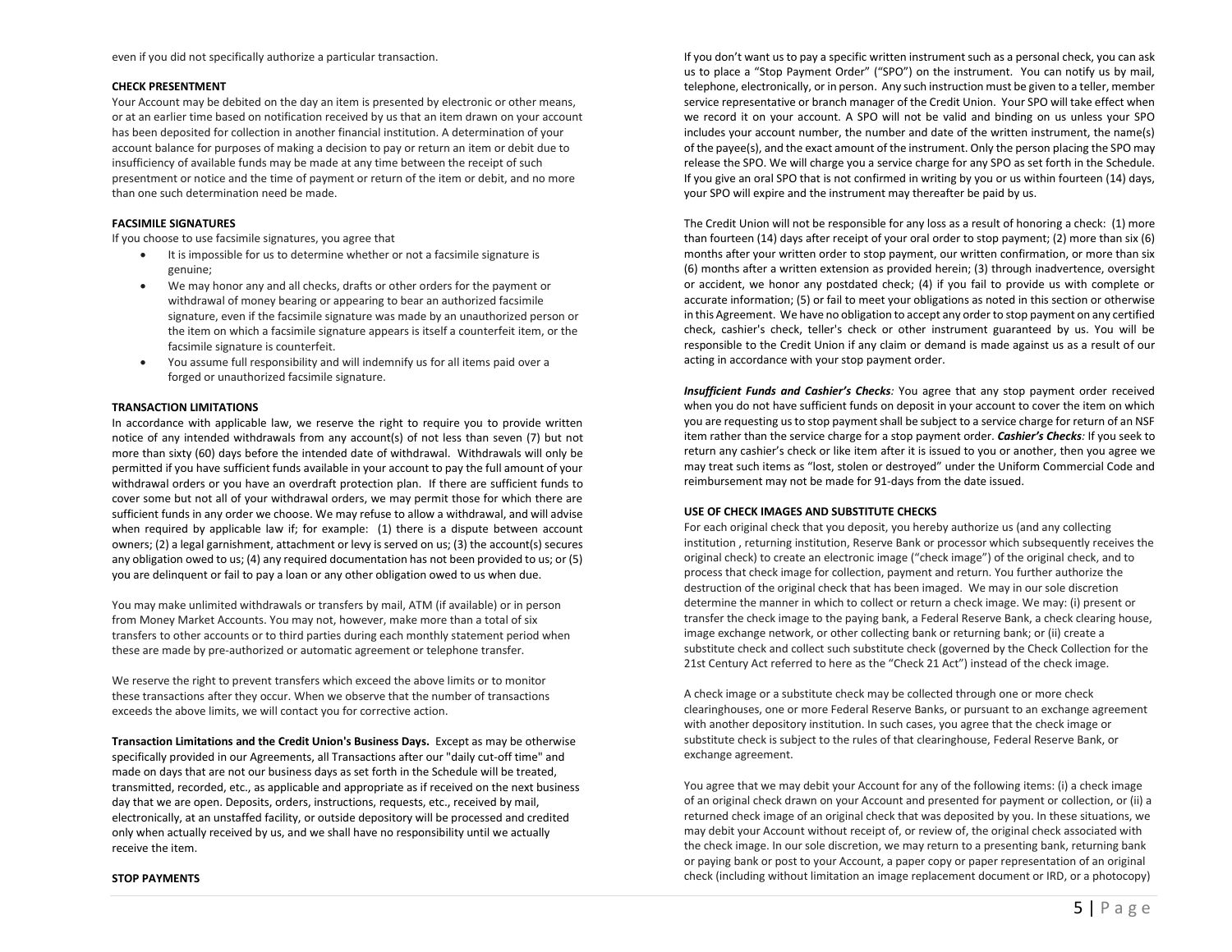even if you did not specifically authorize a particular transaction.

**CHECK PRESENTMENT**

Your Account may be debited on the day an item is presented by electronic or other means, or at an earlier time based on notification received by us that an item drawn on your account has been deposited for collection in another financial institution. A determination of your account balance for purposes of making a decision to pay or return an item or debit due to insufficiency of available funds may be made at any time between the receipt of such presentment or notice and the time of payment or return of the item or debit, and no more than one such determination need be made.

**FACSIMILE SIGNATURES**

If you choose to use facsimile signatures, you agree that

- It is impossible for us to determine whether or not a facsimile signature is genuine;
- We may honor any and all checks, drafts or other orders for the payment or withdrawal of money bearing or appearing to bear an authorized facsimile signature, even if the facsimile signature was made by an unauthorized person or the item on which a facsimile signature appears is itself a counterfeit item, or the facsimile signature is counterfeit.
- You assume full responsibility and will indemnify us for all items paid over a forged or unauthorized facsimile signature.

**TRANSACTION LIMITATIONS**

In accordance with applicable law, we reserve the right to require you to provide written notice of any intended withdrawals from any account(s) of not less than seven (7) but not more than sixty (60) days before the intended date of withdrawal. Withdrawals will only be permitted if you have sufficient funds available in your account to pay the full amount of your withdrawal orders or you have an overdraft protection plan. If there are sufficient funds to cover some but not all of your withdrawal orders, we may permit those for which there are sufficient funds in any order we choose. We may refuse to allow a withdrawal, and will advise when required by applicable law if; for example: (1) there is a dispute between account owners; (2) a legal garnishment, attachment or levy is served on us; (3) the account(s) secures any obligation owed to us; (4) any required documentation has not been provided to us; or (5) you are delinquent or fail to pay a loan or any other obligation owed to us when due.

You may make unlimited withdrawals or transfers by mail, ATM (if available) or in person from Money Market Accounts. You may not, however, make more than a total of six transfers to other accounts or to third parties during each monthly statement period when these are made by pre-authorized or automatic agreement or telephone transfer.

We reserve the right to prevent transfers which exceed the above limits or to monitor these transactions after they occur. When we observe that the number of transactions exceeds the above limits, we will contact you for corrective action.

**Transaction Limitations and the Credit Union's Business Days.** Except as may be otherwise specifically provided in our Agreements, all Transactions after our "daily cut-off time" and made on days that are not our business days as set forth in the Schedule will be treated, transmitted, recorded, etc., as applicable and appropriate as if received on the next business day that we are open. Deposits, orders, instructions, requests, etc., received by mail, electronically, at an unstaffed facility, or outside depository will be processed and credited only when actually received by us, and we shall have no responsibility until we actually receive the item.

**STOP PAYMENTS**

If you don't want us to pay a specific written instrument such as a personal check, you can ask us to place a "Stop Payment Order" ("SPO") on the instrument. You can notify us by mail, telephone, electronically, or in person. Any such instruction must be given to a teller, member service representative or branch manager of the Credit Union. Your SPO will take effect when we record it on your account. A SPO will not be valid and binding on us unless your SPO includes your account number, the number and date of the written instrument, the name(s) of the payee(s), and the exact amount of the instrument. Only the person placing the SPO may release the SPO. We will charge you a service charge for any SPO as set forth in the Schedule. If you give an oral SPO that is not confirmed in writing by you or us within fourteen (14) days, your SPO will expire and the instrument may thereafter be paid by us.

The Credit Union will not be responsible for any loss as a result of honoring a check: (1) more than fourteen (14) days after receipt of your oral order to stop payment; (2) more than six (6) months after your written order to stop payment, our written confirmation, or more than six (6) months after a written extension as provided herein; (3) through inadvertence, oversight or accident, we honor any postdated check; (4) if you fail to provide us with complete or accurate information; (5) or fail to meet your obligations as noted in this section or otherwise in this Agreement. We have no obligation to accept any order to stop payment on any certified check, cashier's check, teller's check or other instrument guaranteed by us. You will be responsible to the Credit Union if any claim or demand is made against us as a result of our acting in accordance with your stop payment order.

***Insufficient Funds and Cashier's Checks****:* You agree that any stop payment order received when you do not have sufficient funds on deposit in your account to cover the item on which you are requesting us to stop payment shall be subject to a service charge for return of an NSF item rather than the service charge for a stop payment order. ***Cashier's Checks****:* If you seek to return any cashier's check or like item after it is issued to you or another, then you agree we may treat such items as "lost, stolen or destroyed" under the Uniform Commercial Code and reimbursement may not be made for 91-days from the date issued.

**USE OF CHECK IMAGES AND SUBSTITUTE CHECKS**

For each original check that you deposit, you hereby authorize us (and any collecting institution , returning institution, Reserve Bank or processor which subsequently receives the original check) to create an electronic image ("check image") of the original check, and to process that check image for collection, payment and return. You further authorize the destruction of the original check that has been imaged. We may in our sole discretion determine the manner in which to collect or return a check image. We may: (i) present or transfer the check image to the paying bank, a Federal Reserve Bank, a check clearing house, image exchange network, or other collecting bank or returning bank; or (ii) create a substitute check and collect such substitute check (governed by the Check Collection for the 21st Century Act referred to here as the "Check 21 Act") instead of the check image.

A check image or a substitute check may be collected through one or more check clearinghouses, one or more Federal Reserve Banks, or pursuant to an exchange agreement with another depository institution. In such cases, you agree that the check image or substitute check is subject to the rules of that clearinghouse, Federal Reserve Bank, or exchange agreement.

You agree that we may debit your Account for any of the following items: (i) a check image of an original check drawn on your Account and presented for payment or collection, or (ii) a returned check image of an original check that was deposited by you. In these situations, we may debit your Account without receipt of, or review of, the original check associated with the check image. In our sole discretion, we may return to a presenting bank, returning bank or paying bank or post to your Account, a paper copy or paper representation of an original check (including without limitation an image replacement document or IRD, or a photocopy)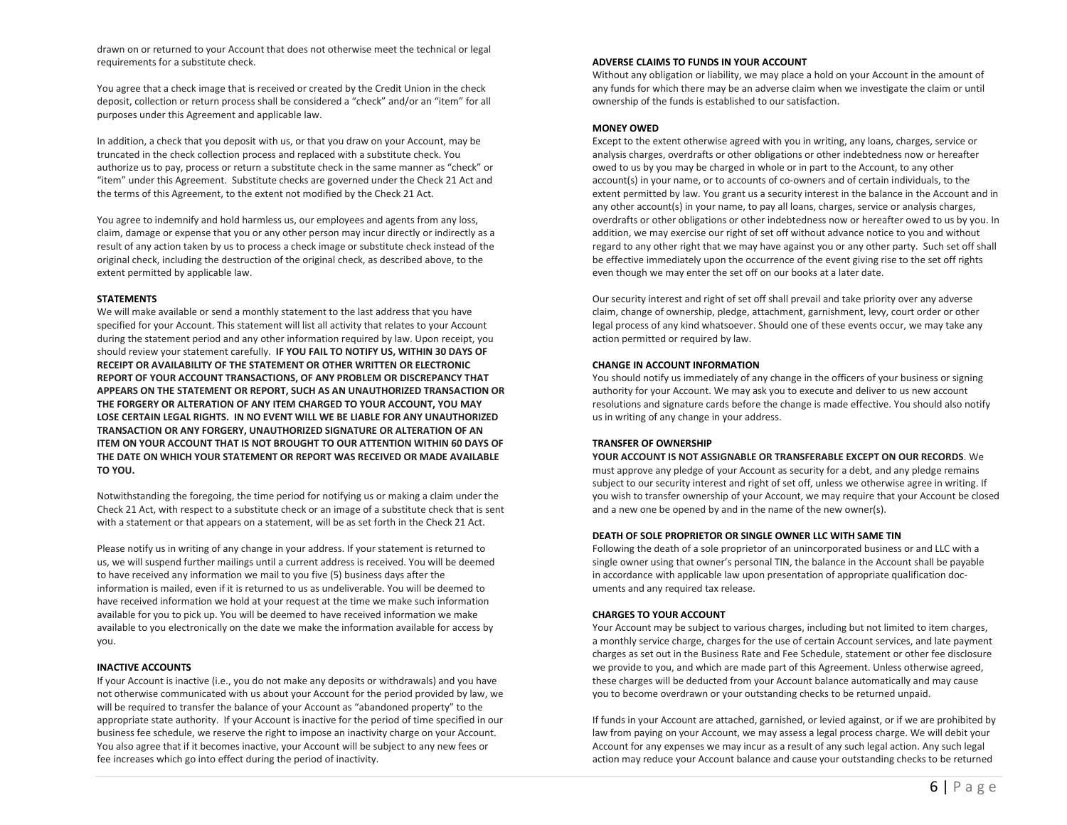drawn on or returned to your Account that does not otherwise meet the technical or legal requirements for a substitute check.

You agree that a check image that is received or created by the Credit Union in the check deposit, collection or return process shall be considered a "check" and/or an "item" for all purposes under this Agreement and applicable law.

In addition, a check that you deposit with us, or that you draw on your Account, may be truncated in the check collection process and replaced with a substitute check. You authorize us to pay, process or return a substitute check in the same manner as "check" or "item" under this Agreement. Substitute checks are governed under the Check 21 Act and the terms of this Agreement, to the extent not modified by the Check 21 Act.

You agree to indemnify and hold harmless us, our employees and agents from any loss, claim, damage or expense that you or any other person may incur directly or indirectly as a result of any action taken by us to process a check image or substitute check instead of the original check, including the destruction of the original check, as described above, to the extent permitted by applicable law.

**STATEMENTS**

We will make available or send a monthly statement to the last address that you have specified for your Account. This statement will list all activity that relates to your Account during the statement period and any other information required by law. Upon receipt, you should review your statement carefully. **IF YOU FAIL TO NOTIFY US, WITHIN 30 DAYS OF RECEIPT OR AVAILABILITY OF THE STATEMENT OR OTHER WRITTEN OR ELECTRONIC REPORT OF YOUR ACCOUNT TRANSACTIONS, OF ANY PROBLEM OR DISCREPANCY THAT APPEARS ON THE STATEMENT OR REPORT, SUCH AS AN UNAUTHORIZED TRANSACTION OR THE FORGERY OR ALTERATION OF ANY ITEM CHARGED TO YOUR ACCOUNT, YOU MAY LOSE CERTAIN LEGAL RIGHTS. IN NO EVENT WILL WE BE LIABLE FOR ANY UNAUTHORIZED TRANSACTION OR ANY FORGERY, UNAUTHORIZED SIGNATURE OR ALTERATION OF AN ITEM ON YOUR ACCOUNT THAT IS NOT BROUGHT TO OUR ATTENTION WITHIN 60 DAYS OF THE DATE ON WHICH YOUR STATEMENT OR REPORT WAS RECEIVED OR MADE AVAILABLE TO YOU.**

Notwithstanding the foregoing, the time period for notifying us or making a claim under the Check 21 Act, with respect to a substitute check or an image of a substitute check that is sent with a statement or that appears on a statement, will be as set forth in the Check 21 Act.

Please notify us in writing of any change in your address. If your statement is returned to us, we will suspend further mailings until a current address is received. You will be deemed to have received any information we mail to you five (5) business days after the information is mailed, even if it is returned to us as undeliverable. You will be deemed to have received information we hold at your request at the time we make such information available for you to pick up. You will be deemed to have received information we make available to you electronically on the date we make the information available for access by you.

**INACTIVE ACCOUNTS**

If your Account is inactive (i.e., you do not make any deposits or withdrawals) and you have not otherwise communicated with us about your Account for the period provided by law, we will be required to transfer the balance of your Account as "abandoned property" to the appropriate state authority. If your Account is inactive for the period of time specified in our business fee schedule, we reserve the right to impose an inactivity charge on your Account. You also agree that if it becomes inactive, your Account will be subject to any new fees or fee increases which go into effect during the period of inactivity.

**ADVERSE CLAIMS TO FUNDS IN YOUR ACCOUNT**

Without any obligation or liability, we may place a hold on your Account in the amount of any funds for which there may be an adverse claim when we investigate the claim or until ownership of the funds is established to our satisfaction.

**MONEY OWED**

Except to the extent otherwise agreed with you in writing, any loans, charges, service or analysis charges, overdrafts or other obligations or other indebtedness now or hereafter owed to us by you may be charged in whole or in part to the Account, to any other account(s) in your name, or to accounts of co-owners and of certain individuals, to the extent permitted by law. You grant us a security interest in the balance in the Account and in any other account(s) in your name, to pay all loans, charges, service or analysis charges, overdrafts or other obligations or other indebtedness now or hereafter owed to us by you. In addition, we may exercise our right of set off without advance notice to you and without regard to any other right that we may have against you or any other party. Such set off shall be effective immediately upon the occurrence of the event giving rise to the set off rights even though we may enter the set off on our books at a later date.

Our security interest and right of set off shall prevail and take priority over any adverse claim, change of ownership, pledge, attachment, garnishment, levy, court order or other legal process of any kind whatsoever. Should one of these events occur, we may take any action permitted or required by law.

**CHANGE IN ACCOUNT INFORMATION**

You should notify us immediately of any change in the officers of your business or signing authority for your Account. We may ask you to execute and deliver to us new account resolutions and signature cards before the change is made effective. You should also notify us in writing of any change in your address.

**TRANSFER OF OWNERSHIP**

**YOUR ACCOUNT IS NOT ASSIGNABLE OR TRANSFERABLE EXCEPT ON OUR RECORDS**. We must approve any pledge of your Account as security for a debt, and any pledge remains subject to our security interest and right of set off, unless we otherwise agree in writing. If you wish to transfer ownership of your Account, we may require that your Account be closed and a new one be opened by and in the name of the new owner(s).

**DEATH OF SOLE PROPRIETOR OR SINGLE OWNER LLC WITH SAME TIN**

Following the death of a sole proprietor of an unincorporated business or and LLC with a single owner using that owner's personal TIN, the balance in the Account shall be payable in accordance with applicable law upon presentation of appropriate qualification documents and any required tax release.

**CHARGES TO YOUR ACCOUNT**

Your Account may be subject to various charges, including but not limited to item charges, a monthly service charge, charges for the use of certain Account services, and late payment charges as set out in the Business Rate and Fee Schedule, statement or other fee disclosure we provide to you, and which are made part of this Agreement. Unless otherwise agreed, these charges will be deducted from your Account balance automatically and may cause you to become overdrawn or your outstanding checks to be returned unpaid.

If funds in your Account are attached, garnished, or levied against, or if we are prohibited by law from paying on your Account, we may assess a legal process charge. We will debit your Account for any expenses we may incur as a result of any such legal action. Any such legal action may reduce your Account balance and cause your outstanding checks to be returned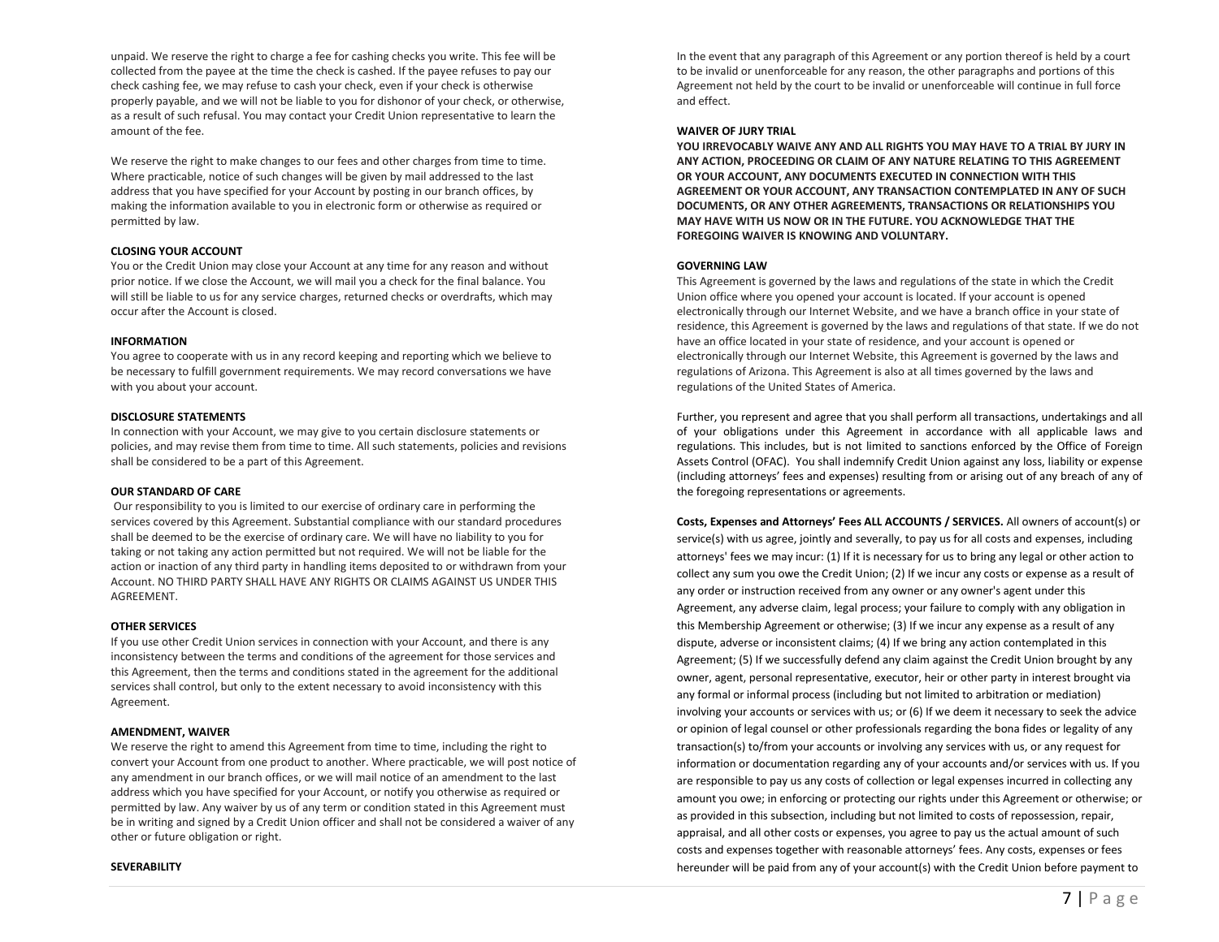unpaid. We reserve the right to charge a fee for cashing checks you write. This fee will be collected from the payee at the time the check is cashed. If the payee refuses to pay our check cashing fee, we may refuse to cash your check, even if your check is otherwise properly payable, and we will not be liable to you for dishonor of your check, or otherwise, as a result of such refusal. You may contact your Credit Union representative to learn the amount of the fee.

We reserve the right to make changes to our fees and other charges from time to time. Where practicable, notice of such changes will be given by mail addressed to the last address that you have specified for your Account by posting in our branch offices, by making the information available to you in electronic form or otherwise as required or permitted by law.

**CLOSING YOUR ACCOUNT**

You or the Credit Union may close your Account at any time for any reason and without prior notice. If we close the Account, we will mail you a check for the final balance. You will still be liable to us for any service charges, returned checks or overdrafts, which may occur after the Account is closed.

**INFORMATION**

You agree to cooperate with us in any record keeping and reporting which we believe to be necessary to fulfill government requirements. We may record conversations we have with you about your account.

**DISCLOSURE STATEMENTS**

In connection with your Account, we may give to you certain disclosure statements or policies, and may revise them from time to time. All such statements, policies and revisions shall be considered to be a part of this Agreement.

**OUR STANDARD OF CARE**

Our responsibility to you is limited to our exercise of ordinary care in performing the services covered by this Agreement. Substantial compliance with our standard procedures shall be deemed to be the exercise of ordinary care. We will have no liability to you for taking or not taking any action permitted but not required. We will not be liable for the action or inaction of any third party in handling items deposited to or withdrawn from your Account. NO THIRD PARTY SHALL HAVE ANY RIGHTS OR CLAIMS AGAINST US UNDER THIS AGREEMENT.

**OTHER SERVICES**

If you use other Credit Union services in connection with your Account, and there is any inconsistency between the terms and conditions of the agreement for those services and this Agreement, then the terms and conditions stated in the agreement for the additional services shall control, but only to the extent necessary to avoid inconsistency with this Agreement.

**AMENDMENT, WAIVER**

We reserve the right to amend this Agreement from time to time, including the right to convert your Account from one product to another. Where practicable, we will post notice of any amendment in our branch offices, or we will mail notice of an amendment to the last address which you have specified for your Account, or notify you otherwise as required or permitted by law. Any waiver by us of any term or condition stated in this Agreement must be in writing and signed by a Credit Union officer and shall not be considered a waiver of any other or future obligation or right.

**SEVERABILITY**

In the event that any paragraph of this Agreement or any portion thereof is held by a court to be invalid or unenforceable for any reason, the other paragraphs and portions of this Agreement not held by the court to be invalid or unenforceable will continue in full force and effect.

**WAIVER OF JURY TRIAL**

**YOU IRREVOCABLY WAIVE ANY AND ALL RIGHTS YOU MAY HAVE TO A TRIAL BY JURY IN ANY ACTION, PROCEEDING OR CLAIM OF ANY NATURE RELATING TO THIS AGREEMENT OR YOUR ACCOUNT, ANY DOCUMENTS EXECUTED IN CONNECTION WITH THIS AGREEMENT OR YOUR ACCOUNT, ANY TRANSACTION CONTEMPLATED IN ANY OF SUCH DOCUMENTS, OR ANY OTHER AGREEMENTS, TRANSACTIONS OR RELATIONSHIPS YOU MAY HAVE WITH US NOW OR IN THE FUTURE. YOU ACKNOWLEDGE THAT THE FOREGOING WAIVER IS KNOWING AND VOLUNTARY.**

**GOVERNING LAW**

This Agreement is governed by the laws and regulations of the state in which the Credit Union office where you opened your account is located. If your account is opened electronically through our Internet Website, and we have a branch office in your state of residence, this Agreement is governed by the laws and regulations of that state. If we do not have an office located in your state of residence, and your account is opened or electronically through our Internet Website, this Agreement is governed by the laws and regulations of Arizona. This Agreement is also at all times governed by the laws and regulations of the United States of America.

Further, you represent and agree that you shall perform all transactions, undertakings and all of your obligations under this Agreement in accordance with all applicable laws and regulations. This includes, but is not limited to sanctions enforced by the Office of Foreign Assets Control (OFAC). You shall indemnify Credit Union against any loss, liability or expense (including attorneys' fees and expenses) resulting from or arising out of any breach of any of the foregoing representations or agreements.

**Costs, Expenses and Attorneys' Fees ALL ACCOUNTS / SERVICES.** All owners of account(s) or service(s) with us agree, jointly and severally, to pay us for all costs and expenses, including attorneys' fees we may incur: (1) If it is necessary for us to bring any legal or other action to collect any sum you owe the Credit Union; (2) If we incur any costs or expense as a result of any order or instruction received from any owner or any owner's agent under this Agreement, any adverse claim, legal process; your failure to comply with any obligation in this Membership Agreement or otherwise; (3) If we incur any expense as a result of any dispute, adverse or inconsistent claims; (4) If we bring any action contemplated in this Agreement; (5) If we successfully defend any claim against the Credit Union brought by any owner, agent, personal representative, executor, heir or other party in interest brought via any formal or informal process (including but not limited to arbitration or mediation) involving your accounts or services with us; or (6) If we deem it necessary to seek the advice or opinion of legal counsel or other professionals regarding the bona fides or legality of any transaction(s) to/from your accounts or involving any services with us, or any request for information or documentation regarding any of your accounts and/or services with us. If you are responsible to pay us any costs of collection or legal expenses incurred in collecting any amount you owe; in enforcing or protecting our rights under this Agreement or otherwise; or as provided in this subsection, including but not limited to costs of repossession, repair, appraisal, and all other costs or expenses, you agree to pay us the actual amount of such costs and expenses together with reasonable attorneys' fees. Any costs, expenses or fees hereunder will be paid from any of your account(s) with the Credit Union before payment to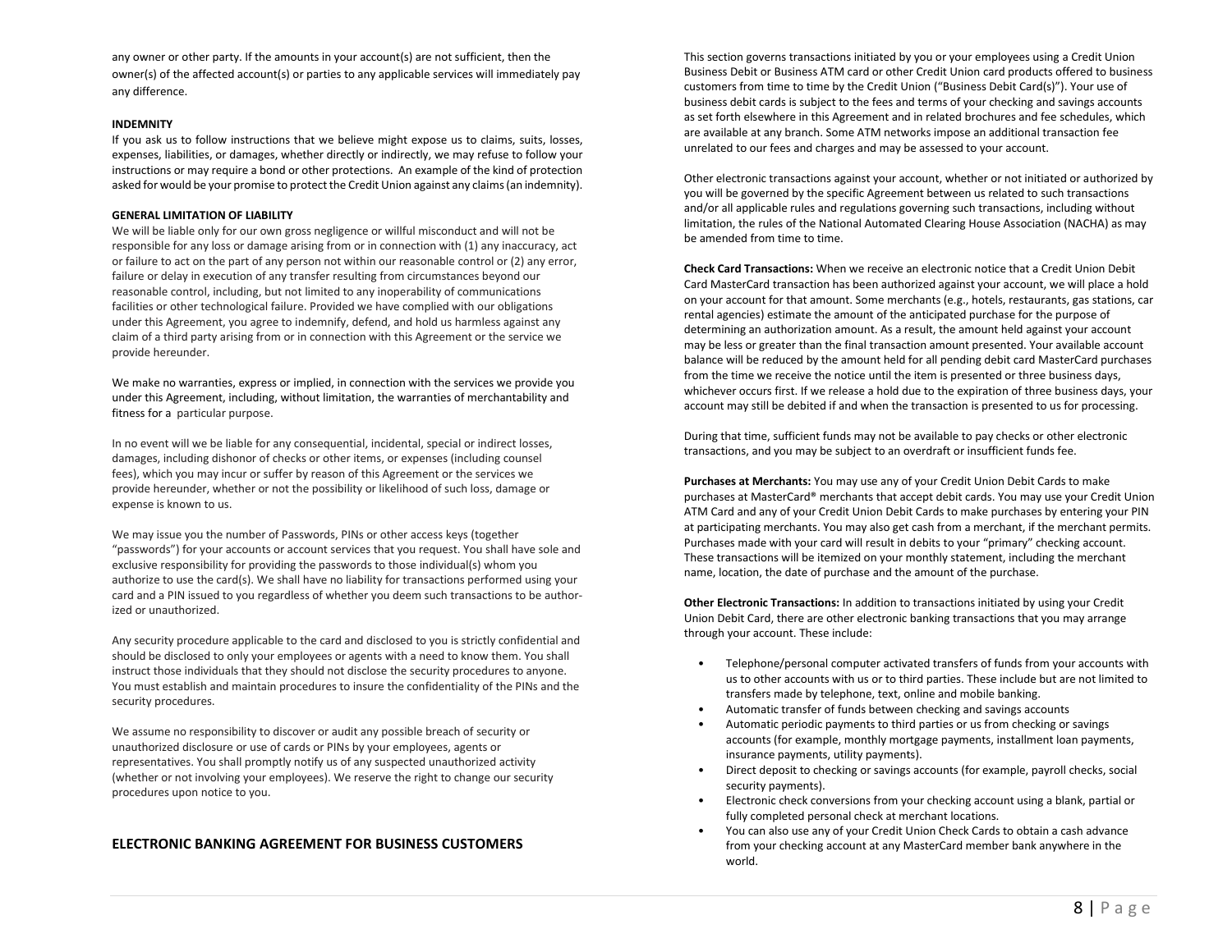any owner or other party. If the amounts in your account(s) are not sufficient, then the owner(s) of the affected account(s) or parties to any applicable services will immediately pay any difference.

**INDEMNITY**

If you ask us to follow instructions that we believe might expose us to claims, suits, losses, expenses, liabilities, or damages, whether directly or indirectly, we may refuse to follow your instructions or may require a bond or other protections. An example of the kind of protection asked for would be your promise to protect the Credit Union against any claims (an indemnity).

**GENERAL LIMITATION OF LIABILITY**

We will be liable only for our own gross negligence or willful misconduct and will not be responsible for any loss or damage arising from or in connection with (1) any inaccuracy, act or failure to act on the part of any person not within our reasonable control or (2) any error, failure or delay in execution of any transfer resulting from circumstances beyond our reasonable control, including, but not limited to any inoperability of communications facilities or other technological failure. Provided we have complied with our obligations under this Agreement, you agree to indemnify, defend, and hold us harmless against any claim of a third party arising from or in connection with this Agreement or the service we provide hereunder.

We make no warranties, express or implied, in connection with the services we provide you under this Agreement, including, without limitation, the warranties of merchantability and fitness for a particular purpose.

In no event will we be liable for any consequential, incidental, special or indirect losses, damages, including dishonor of checks or other items, or expenses (including counsel fees), which you may incur or suffer by reason of this Agreement or the services we provide hereunder, whether or not the possibility or likelihood of such loss, damage or expense is known to us.

We may issue you the number of Passwords, PINs or other access keys (together "passwords") for your accounts or account services that you request. You shall have sole and exclusive responsibility for providing the passwords to those individual(s) whom you authorize to use the card(s). We shall have no liability for transactions performed using your card and a PIN issued to you regardless of whether you deem such transactions to be authorized or unauthorized.

Any security procedure applicable to the card and disclosed to you is strictly confidential and should be disclosed to only your employees or agents with a need to know them. You shall instruct those individuals that they should not disclose the security procedures to anyone. You must establish and maintain procedures to insure the confidentiality of the PINs and the security procedures.

We assume no responsibility to discover or audit any possible breach of security or unauthorized disclosure or use of cards or PINs by your employees, agents or representatives. You shall promptly notify us of any suspected unauthorized activity (whether or not involving your employees). We reserve the right to change our security procedures upon notice to you.

## ELECTRONIC BANKING AGREEMENT FOR BUSINESS CUSTOMERS

This section governs transactions initiated by you or your employees using a Credit Union Business Debit or Business ATM card or other Credit Union card products offered to business customers from time to time by the Credit Union ("Business Debit Card(s)"). Your use of business debit cards is subject to the fees and terms of your checking and savings accounts as set forth elsewhere in this Agreement and in related brochures and fee schedules, which are available at any branch. Some ATM networks impose an additional transaction fee unrelated to our fees and charges and may be assessed to your account.

Other electronic transactions against your account, whether or not initiated or authorized by you will be governed by the specific Agreement between us related to such transactions and/or all applicable rules and regulations governing such transactions, including without limitation, the rules of the National Automated Clearing House Association (NACHA) as may be amended from time to time.

**Check Card Transactions:** When we receive an electronic notice that a Credit Union Debit Card MasterCard transaction has been authorized against your account, we will place a hold on your account for that amount. Some merchants (e.g., hotels, restaurants, gas stations, car rental agencies) estimate the amount of the anticipated purchase for the purpose of determining an authorization amount. As a result, the amount held against your account may be less or greater than the final transaction amount presented. Your available account balance will be reduced by the amount held for all pending debit card MasterCard purchases from the time we receive the notice until the item is presented or three business days, whichever occurs first. If we release a hold due to the expiration of three business days, your account may still be debited if and when the transaction is presented to us for processing.

During that time, sufficient funds may not be available to pay checks or other electronic transactions, and you may be subject to an overdraft or insufficient funds fee.

**Purchases at Merchants:** You may use any of your Credit Union Debit Cards to make purchases at MasterCard® merchants that accept debit cards. You may use your Credit Union ATM Card and any of your Credit Union Debit Cards to make purchases by entering your PIN at participating merchants. You may also get cash from a merchant, if the merchant permits. Purchases made with your card will result in debits to your "primary" checking account. These transactions will be itemized on your monthly statement, including the merchant name, location, the date of purchase and the amount of the purchase.

**Other Electronic Transactions:** In addition to transactions initiated by using your Credit Union Debit Card, there are other electronic banking transactions that you may arrange through your account. These include:

- Telephone/personal computer activated transfers of funds from your accounts with us to other accounts with us or to third parties. These include but are not limited to transfers made by telephone, text, online and mobile banking.
- Automatic transfer of funds between checking and savings accounts
- Automatic periodic payments to third parties or us from checking or savings accounts (for example, monthly mortgage payments, installment loan payments, insurance payments, utility payments).
- Direct deposit to checking or savings accounts (for example, payroll checks, social security payments).
- Electronic check conversions from your checking account using a blank, partial or fully completed personal check at merchant locations.
- You can also use any of your Credit Union Check Cards to obtain a cash advance from your checking account at any MasterCard member bank anywhere in the world.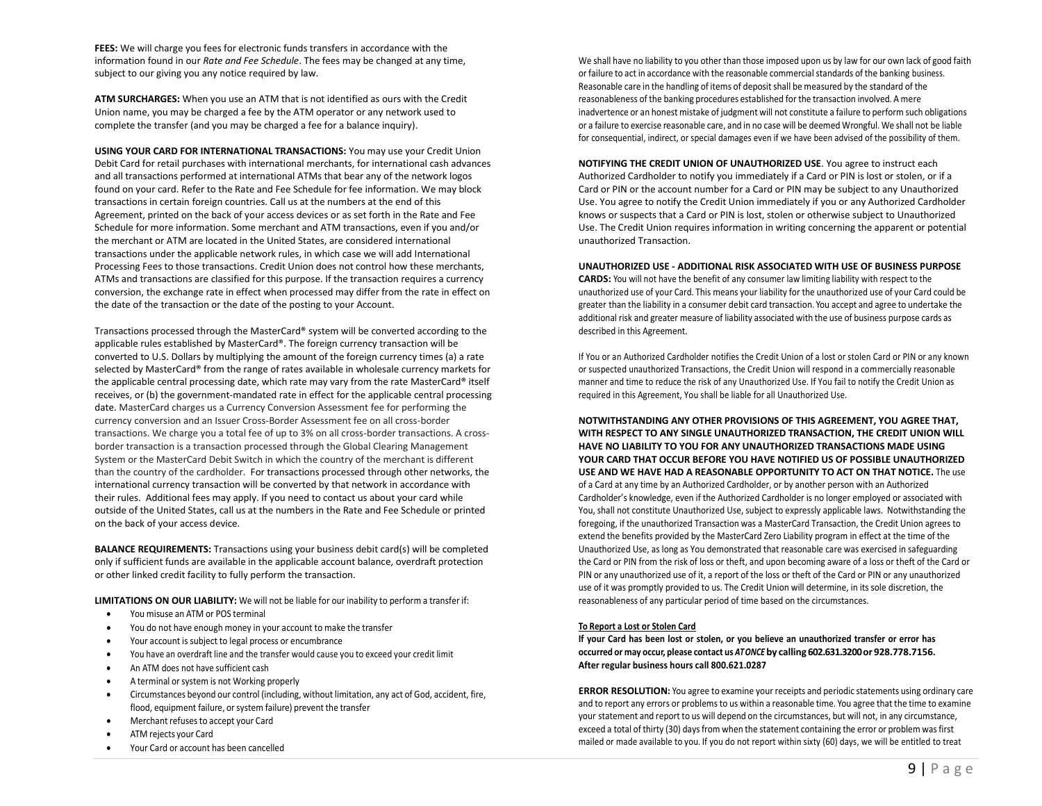**FEES:** We will charge you fees for electronic funds transfers in accordance with the information found in our *Rate and Fee Schedule*. The fees may be changed at any time, subject to our giving you any notice required by law.

**ATM SURCHARGES:** When you use an ATM that is not identified as ours with the Credit Union name, you may be charged a fee by the ATM operator or any network used to complete the transfer (and you may be charged a fee for a balance inquiry).

**USING YOUR CARD FOR INTERNATIONAL TRANSACTIONS:** You may use your Credit Union Debit Card for retail purchases with international merchants, for international cash advances and all transactions performed at international ATMs that bear any of the network logos found on your card. Refer to the Rate and Fee Schedule for fee information. We may block transactions in certain foreign countries. Call us at the numbers at the end of this Agreement, printed on the back of your access devices or as set forth in the Rate and Fee Schedule for more information. Some merchant and ATM transactions, even if you and/or the merchant or ATM are located in the United States, are considered international transactions under the applicable network rules, in which case we will add International Processing Fees to those transactions. Credit Union does not control how these merchants, ATMs and transactions are classified for this purpose. If the transaction requires a currency conversion, the exchange rate in effect when processed may differ from the rate in effect on the date of the transaction or the date of the posting to your Account.

Transactions processed through the MasterCard® system will be converted according to the applicable rules established by MasterCard®. The foreign currency transaction will be converted to U.S. Dollars by multiplying the amount of the foreign currency times (a) a rate selected by MasterCard® from the range of rates available in wholesale currency markets for the applicable central processing date, which rate may vary from the rate MasterCard® itself receives, or (b) the government-mandated rate in effect for the applicable central processing date. MasterCard charges us a Currency Conversion Assessment fee for performing the currency conversion and an Issuer Cross-Border Assessment fee on all cross-border transactions. We charge you a total fee of up to 3% on all cross-border transactions. A cross-border transaction is a transaction processed through the Global Clearing Management System or the MasterCard Debit Switch in which the country of the merchant is different than the country of the cardholder. For transactions processed through other networks, the international currency transaction will be converted by that network in accordance with their rules. Additional fees may apply. If you need to contact us about your card while outside of the United States, call us at the numbers in the Rate and Fee Schedule or printed on the back of your access device.

**BALANCE REQUIREMENTS:** Transactions using your business debit card(s) will be completed only if sufficient funds are available in the applicable account balance, overdraft protection or other linked credit facility to fully perform the transaction.

**LIMITATIONS ON OUR LIABILITY:** We will not be liable for our inability to perform a transfer if:

- You misuse an ATM or POS terminal
- You do not have enough money in your account to make the transfer
- Your account is subject to legal process or encumbrance
- You have an overdraft line and the transfer would cause you to exceed your credit limit
- An ATM does not have sufficient cash
- A terminal or system is not Working properly
- Circumstances beyond our control (including, without limitation, any act of God, accident, fire, flood, equipment failure, or system failure) prevent the transfer
- Merchant refuses to accept your Card
- ATM rejects your Card
- Your Card or account has been cancelled

We shall have no liability to you other than those imposed upon us by law for our own lack of good faith or failure to act in accordance with the reasonable commercial standards of the banking business. Reasonable care in the handling of items of deposit shall be measured by the standard of the reasonableness of the banking procedures established for the transaction involved. A mere inadvertence or an honest mistake of judgment will not constitute a failure to perform such obligations or a failure to exercise reasonable care, and in no case will be deemed Wrongful. We shall not be liable for consequential, indirect, or special damages even if we have been advised of the possibility of them.

**NOTIFYING THE CREDIT UNION OF UNAUTHORIZED USE**. You agree to instruct each Authorized Cardholder to notify you immediately if a Card or PIN is lost or stolen, or if a Card or PIN or the account number for a Card or PIN may be subject to any Unauthorized Use. You agree to notify the Credit Union immediately if you or any Authorized Cardholder knows or suspects that a Card or PIN is lost, stolen or otherwise subject to Unauthorized Use. The Credit Union requires information in writing concerning the apparent or potential unauthorized Transaction.

**UNAUTHORIZED USE - ADDITIONAL RISK ASSOCIATED WITH USE OF BUSINESS PURPOSE CARDS:** You will not have the benefit of any consumer law limiting liability with respect to the unauthorized use of your Card. This means your liability for the unauthorized use of your Card could be greater than the liability in a consumer debit card transaction. You accept and agree to undertake the additional risk and greater measure of liability associated with the use of business purpose cards as described in this Agreement.

If You or an Authorized Cardholder notifies the Credit Union of a lost or stolen Card or PIN or any known or suspected unauthorized Transactions, the Credit Union will respond in a commercially reasonable manner and time to reduce the risk of any Unauthorized Use. If You fail to notify the Credit Union as required in this Agreement, You shall be liable for all Unauthorized Use.

**NOTWITHSTANDING ANY OTHER PROVISIONS OF THIS AGREEMENT, YOU AGREE THAT, WITH RESPECT TO ANY SINGLE UNAUTHORIZED TRANSACTION, THE CREDIT UNION WILL HAVE NO LIABILITY TO YOU FOR ANY UNAUTHORIZED TRANSACTIONS MADE USING YOUR CARD THAT OCCUR BEFORE YOU HAVE NOTIFIED US OF POSSIBLE UNAUTHORIZED USE AND WE HAVE HAD A REASONABLE OPPORTUNITY TO ACT ON THAT NOTICE.** The use of a Card at any time by an Authorized Cardholder, or by another person with an Authorized Cardholder's knowledge, even if the Authorized Cardholder is no longer employed or associated with You, shall not constitute Unauthorized Use, subject to expressly applicable laws. Notwithstanding the foregoing, if the unauthorized Transaction was a MasterCard Transaction, the Credit Union agrees to extend the benefits provided by the MasterCard Zero Liability program in effect at the time of the Unauthorized Use, as long as You demonstrated that reasonable care was exercised in safeguarding the Card or PIN from the risk of loss or theft, and upon becoming aware of a loss or theft of the Card or PIN or any unauthorized use of it, a report of the loss or theft of the Card or PIN or any unauthorized use of it was promptly provided to us. The Credit Union will determine, in its sole discretion, the reasonableness of any particular period of time based on the circumstances.

**To Report a Lost or Stolen Card**

**If your Card has been lost or stolen, or you believe an unauthorized transfer or error has occurred or may occur, please contact us *AT ONCE* by calling 602.631.3200 or 928.778.7156. After regular business hours call 800.621.0287**

**ERROR RESOLUTION:** You agree to examine your receipts and periodic statements using ordinary care and to report any errors or problems to us within a reasonable time. You agree that the time to examine your statement and report to us will depend on the circumstances, but will not, in any circumstance, exceed a total of thirty (30) days from when the statement containing the error or problem was first mailed or made available to you. If you do not report within sixty (60) days, we will be entitled to treat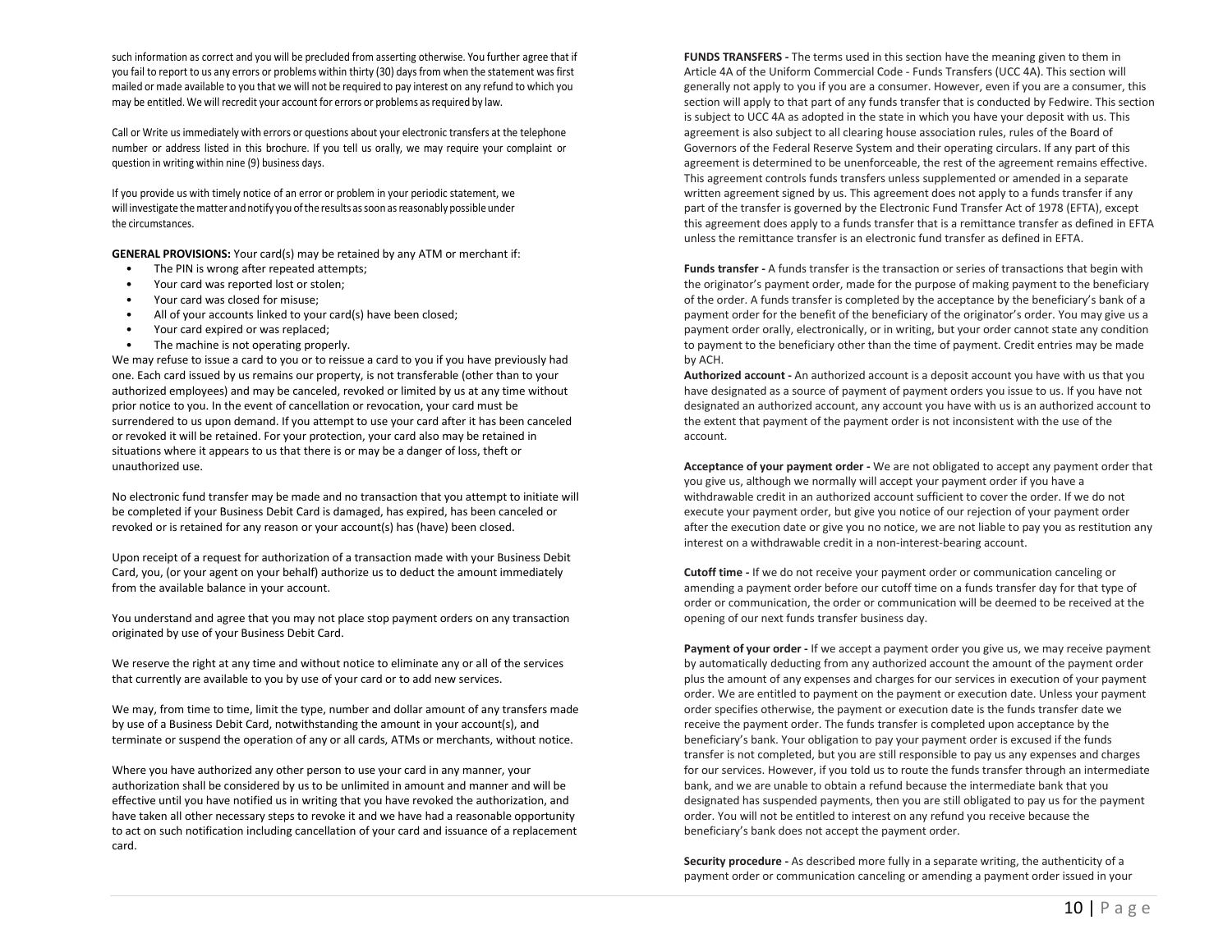such information as correct and you will be precluded from asserting otherwise. You further agree that if you fail to report to us any errors or problems within thirty (30) days from when the statement was first mailed or made available to you that we will not be required to pay interest on any refund to which you may be entitled. We will recredit your account for errors or problems as required by law.

Call or Write us immediately with errors or questions about your electronic transfers at the telephone number or address listed in this brochure. If you tell us orally, we may require your complaint or question in writing within nine (9) business days.

If you provide us with timely notice of an error or problem in your periodic statement, we will investigate the matter and notify you of the results as soon as reasonably possible under the circumstances.

**GENERAL PROVISIONS:** Your card(s) may be retained by any ATM or merchant if:

- The PIN is wrong after repeated attempts;
- Your card was reported lost or stolen;
- Your card was closed for misuse;
- All of your accounts linked to your card(s) have been closed;
- Your card expired or was replaced;
- The machine is not operating properly.

We may refuse to issue a card to you or to reissue a card to you if you have previously had one. Each card issued by us remains our property, is not transferable (other than to your authorized employees) and may be canceled, revoked or limited by us at any time without prior notice to you. In the event of cancellation or revocation, your card must be surrendered to us upon demand. If you attempt to use your card after it has been canceled or revoked it will be retained. For your protection, your card also may be retained in situations where it appears to us that there is or may be a danger of loss, theft or unauthorized use.

No electronic fund transfer may be made and no transaction that you attempt to initiate will be completed if your Business Debit Card is damaged, has expired, has been canceled or revoked or is retained for any reason or your account(s) has (have) been closed.

Upon receipt of a request for authorization of a transaction made with your Business Debit Card, you, (or your agent on your behalf) authorize us to deduct the amount immediately from the available balance in your account.

You understand and agree that you may not place stop payment orders on any transaction originated by use of your Business Debit Card.

We reserve the right at any time and without notice to eliminate any or all of the services that currently are available to you by use of your card or to add new services.

We may, from time to time, limit the type, number and dollar amount of any transfers made by use of a Business Debit Card, notwithstanding the amount in your account(s), and terminate or suspend the operation of any or all cards, ATMs or merchants, without notice.

Where you have authorized any other person to use your card in any manner, your authorization shall be considered by us to be unlimited in amount and manner and will be effective until you have notified us in writing that you have revoked the authorization, and have taken all other necessary steps to revoke it and we have had a reasonable opportunity to act on such notification including cancellation of your card and issuance of a replacement card.

**FUNDS TRANSFERS -** The terms used in this section have the meaning given to them in Article 4A of the Uniform Commercial Code - Funds Transfers (UCC 4A). This section will generally not apply to you if you are a consumer. However, even if you are a consumer, this section will apply to that part of any funds transfer that is conducted by Fedwire. This section is subject to UCC 4A as adopted in the state in which you have your deposit with us. This agreement is also subject to all clearing house association rules, rules of the Board of Governors of the Federal Reserve System and their operating circulars. If any part of this agreement is determined to be unenforceable, the rest of the agreement remains effective. This agreement controls funds transfers unless supplemented or amended in a separate written agreement signed by us. This agreement does not apply to a funds transfer if any part of the transfer is governed by the Electronic Fund Transfer Act of 1978 (EFTA), except this agreement does apply to a funds transfer that is a remittance transfer as defined in EFTA unless the remittance transfer is an electronic fund transfer as defined in EFTA.

**Funds transfer -** A funds transfer is the transaction or series of transactions that begin with the originator's payment order, made for the purpose of making payment to the beneficiary of the order. A funds transfer is completed by the acceptance by the beneficiary's bank of a payment order for the benefit of the beneficiary of the originator's order. You may give us a payment order orally, electronically, or in writing, but your order cannot state any condition to payment to the beneficiary other than the time of payment. Credit entries may be made by ACH.

**Authorized account -** An authorized account is a deposit account you have with us that you have designated as a source of payment of payment orders you issue to us. If you have not designated an authorized account, any account you have with us is an authorized account to the extent that payment of the payment order is not inconsistent with the use of the account.

**Acceptance of your payment order -** We are not obligated to accept any payment order that you give us, although we normally will accept your payment order if you have a withdrawable credit in an authorized account sufficient to cover the order. If we do not execute your payment order, but give you notice of our rejection of your payment order after the execution date or give you no notice, we are not liable to pay you as restitution any interest on a withdrawable credit in a non-interest-bearing account.

**Cutoff time -** If we do not receive your payment order or communication canceling or amending a payment order before our cutoff time on a funds transfer day for that type of order or communication, the order or communication will be deemed to be received at the opening of our next funds transfer business day.

**Payment of your order -** If we accept a payment order you give us, we may receive payment by automatically deducting from any authorized account the amount of the payment order plus the amount of any expenses and charges for our services in execution of your payment order. We are entitled to payment on the payment or execution date. Unless your payment order specifies otherwise, the payment or execution date is the funds transfer date we receive the payment order. The funds transfer is completed upon acceptance by the beneficiary's bank. Your obligation to pay your payment order is excused if the funds transfer is not completed, but you are still responsible to pay us any expenses and charges for our services. However, if you told us to route the funds transfer through an intermediate bank, and we are unable to obtain a refund because the intermediate bank that you designated has suspended payments, then you are still obligated to pay us for the payment order. You will not be entitled to interest on any refund you receive because the beneficiary's bank does not accept the payment order.

**Security procedure -** As described more fully in a separate writing, the authenticity of a payment order or communication canceling or amending a payment order issued in your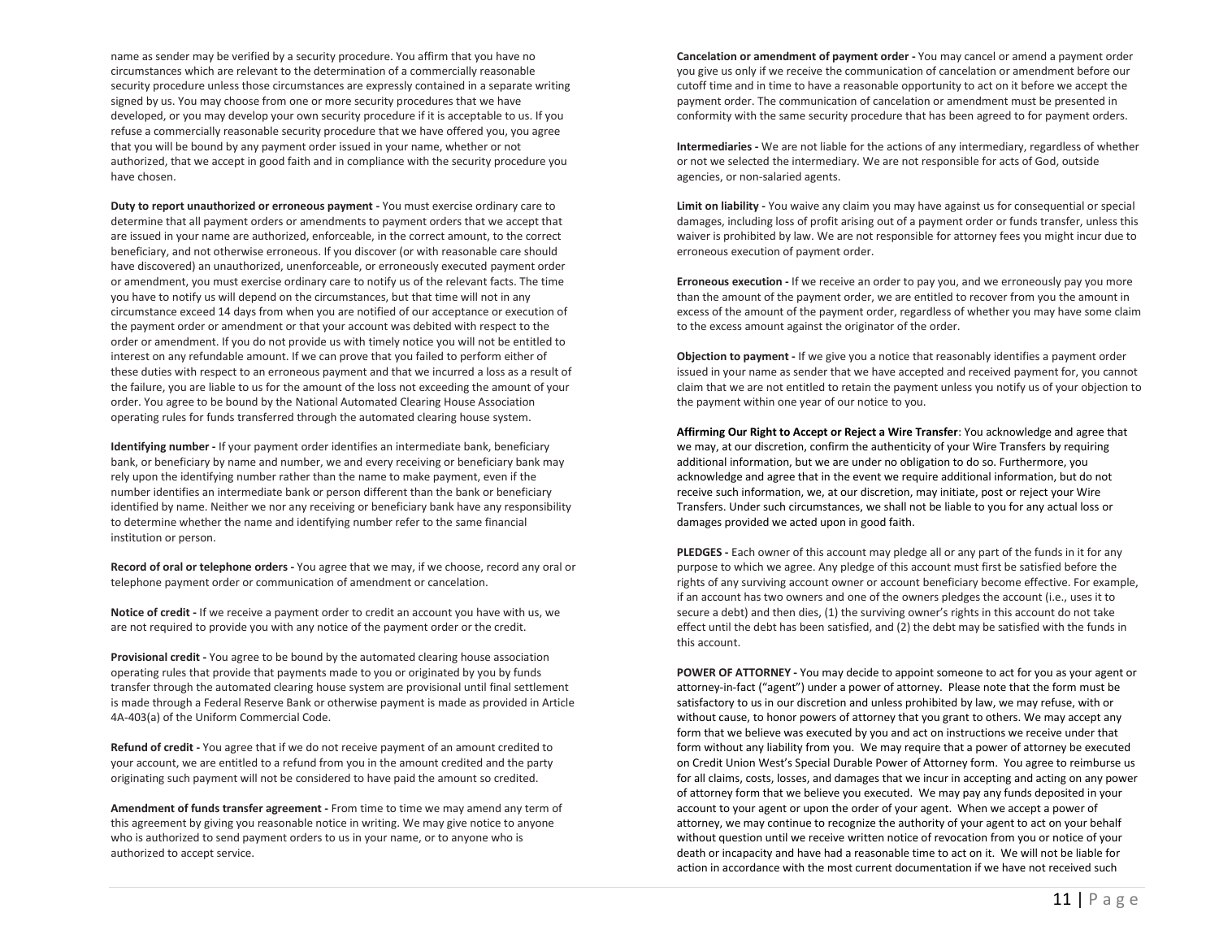name as sender may be verified by a security procedure. You affirm that you have no circumstances which are relevant to the determination of a commercially reasonable security procedure unless those circumstances are expressly contained in a separate writing signed by us. You may choose from one or more security procedures that we have developed, or you may develop your own security procedure if it is acceptable to us. If you refuse a commercially reasonable security procedure that we have offered you, you agree that you will be bound by any payment order issued in your name, whether or not authorized, that we accept in good faith and in compliance with the security procedure you have chosen.

**Duty to report unauthorized or erroneous payment -** You must exercise ordinary care to determine that all payment orders or amendments to payment orders that we accept that are issued in your name are authorized, enforceable, in the correct amount, to the correct beneficiary, and not otherwise erroneous. If you discover (or with reasonable care should have discovered) an unauthorized, unenforceable, or erroneously executed payment order or amendment, you must exercise ordinary care to notify us of the relevant facts. The time you have to notify us will depend on the circumstances, but that time will not in any circumstance exceed 14 days from when you are notified of our acceptance or execution of the payment order or amendment or that your account was debited with respect to the order or amendment. If you do not provide us with timely notice you will not be entitled to interest on any refundable amount. If we can prove that you failed to perform either of these duties with respect to an erroneous payment and that we incurred a loss as a result of the failure, you are liable to us for the amount of the loss not exceeding the amount of your order. You agree to be bound by the National Automated Clearing House Association operating rules for funds transferred through the automated clearing house system.

**Identifying number -** If your payment order identifies an intermediate bank, beneficiary bank, or beneficiary by name and number, we and every receiving or beneficiary bank may rely upon the identifying number rather than the name to make payment, even if the number identifies an intermediate bank or person different than the bank or beneficiary identified by name. Neither we nor any receiving or beneficiary bank have any responsibility to determine whether the name and identifying number refer to the same financial institution or person.

**Record of oral or telephone orders -** You agree that we may, if we choose, record any oral or telephone payment order or communication of amendment or cancelation.

**Notice of credit -** If we receive a payment order to credit an account you have with us, we are not required to provide you with any notice of the payment order or the credit.

**Provisional credit -** You agree to be bound by the automated clearing house association operating rules that provide that payments made to you or originated by you by funds transfer through the automated clearing house system are provisional until final settlement is made through a Federal Reserve Bank or otherwise payment is made as provided in Article 4A-403(a) of the Uniform Commercial Code.

**Refund of credit -** You agree that if we do not receive payment of an amount credited to your account, we are entitled to a refund from you in the amount credited and the party originating such payment will not be considered to have paid the amount so credited.

**Amendment of funds transfer agreement -** From time to time we may amend any term of this agreement by giving you reasonable notice in writing. We may give notice to anyone who is authorized to send payment orders to us in your name, or to anyone who is authorized to accept service.

**Cancelation or amendment of payment order -** You may cancel or amend a payment order you give us only if we receive the communication of cancelation or amendment before our cutoff time and in time to have a reasonable opportunity to act on it before we accept the payment order. The communication of cancelation or amendment must be presented in conformity with the same security procedure that has been agreed to for payment orders.

**Intermediaries -** We are not liable for the actions of any intermediary, regardless of whether or not we selected the intermediary. We are not responsible for acts of God, outside agencies, or non-salaried agents.

**Limit on liability -** You waive any claim you may have against us for consequential or special damages, including loss of profit arising out of a payment order or funds transfer, unless this waiver is prohibited by law. We are not responsible for attorney fees you might incur due to erroneous execution of payment order.

**Erroneous execution -** If we receive an order to pay you, and we erroneously pay you more than the amount of the payment order, we are entitled to recover from you the amount in excess of the amount of the payment order, regardless of whether you may have some claim to the excess amount against the originator of the order.

**Objection to payment -** If we give you a notice that reasonably identifies a payment order issued in your name as sender that we have accepted and received payment for, you cannot claim that we are not entitled to retain the payment unless you notify us of your objection to the payment within one year of our notice to you.

**Affirming Our Right to Accept or Reject a Wire Transfer**: You acknowledge and agree that we may, at our discretion, confirm the authenticity of your Wire Transfers by requiring additional information, but we are under no obligation to do so. Furthermore, you acknowledge and agree that in the event we require additional information, but do not receive such information, we, at our discretion, may initiate, post or reject your Wire Transfers. Under such circumstances, we shall not be liable to you for any actual loss or damages provided we acted upon in good faith.

**PLEDGES -** Each owner of this account may pledge all or any part of the funds in it for any purpose to which we agree. Any pledge of this account must first be satisfied before the rights of any surviving account owner or account beneficiary become effective. For example, if an account has two owners and one of the owners pledges the account (i.e., uses it to secure a debt) and then dies, (1) the surviving owner's rights in this account do not take effect until the debt has been satisfied, and (2) the debt may be satisfied with the funds in this account.

**POWER OF ATTORNEY -** You may decide to appoint someone to act for you as your agent or attorney-in-fact ("agent") under a power of attorney. Please note that the form must be satisfactory to us in our discretion and unless prohibited by law, we may refuse, with or without cause, to honor powers of attorney that you grant to others. We may accept any form that we believe was executed by you and act on instructions we receive under that form without any liability from you. We may require that a power of attorney be executed on Credit Union West's Special Durable Power of Attorney form. You agree to reimburse us for all claims, costs, losses, and damages that we incur in accepting and acting on any power of attorney form that we believe you executed. We may pay any funds deposited in your account to your agent or upon the order of your agent. When we accept a power of attorney, we may continue to recognize the authority of your agent to act on your behalf without question until we receive written notice of revocation from you or notice of your death or incapacity and have had a reasonable time to act on it. We will not be liable for action in accordance with the most current documentation if we have not received such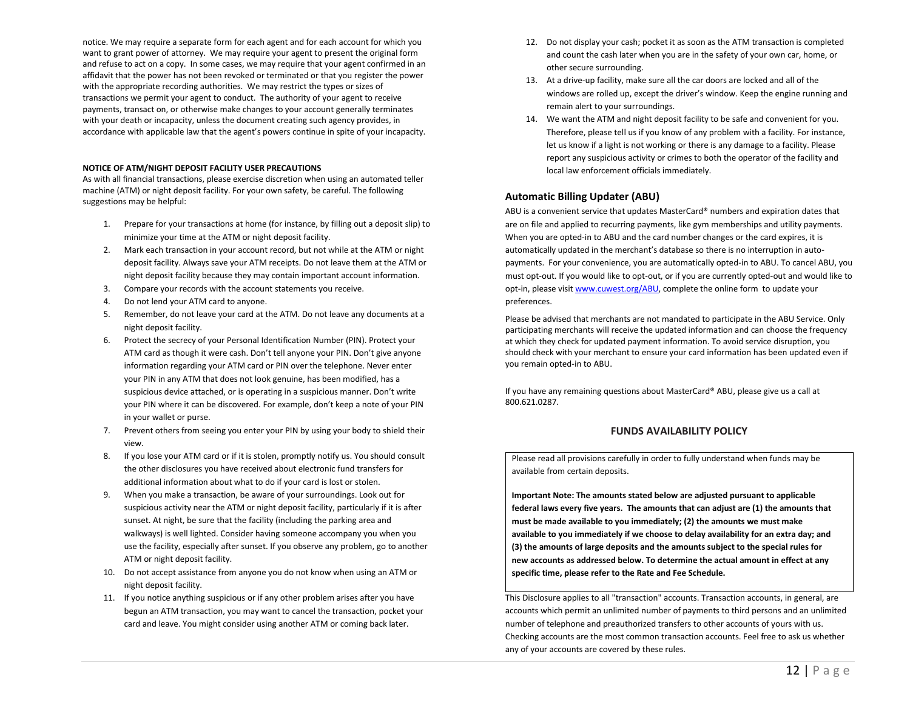notice. We may require a separate form for each agent and for each account for which you want to grant power of attorney. We may require your agent to present the original form and refuse to act on a copy. In some cases, we may require that your agent confirmed in an affidavit that the power has not been revoked or terminated or that you register the power with the appropriate recording authorities. We may restrict the types or sizes of transactions we permit your agent to conduct. The authority of your agent to receive payments, transact on, or otherwise make changes to your account generally terminates with your death or incapacity, unless the document creating such agency provides, in accordance with applicable law that the agent's powers continue in spite of your incapacity.

**NOTICE OF ATM/NIGHT DEPOSIT FACILITY USER PRECAUTIONS**

As with all financial transactions, please exercise discretion when using an automated teller machine (ATM) or night deposit facility. For your own safety, be careful. The following suggestions may be helpful:

1. Prepare for your transactions at home (for instance, by filling out a deposit slip) to minimize your time at the ATM or night deposit facility.
2. Mark each transaction in your account record, but not while at the ATM or night deposit facility. Always save your ATM receipts. Do not leave them at the ATM or night deposit facility because they may contain important account information.
3. Compare your records with the account statements you receive.
4. Do not lend your ATM card to anyone.
5. Remember, do not leave your card at the ATM. Do not leave any documents at a night deposit facility.
6. Protect the secrecy of your Personal Identification Number (PIN). Protect your ATM card as though it were cash. Don't tell anyone your PIN. Don't give anyone information regarding your ATM card or PIN over the telephone. Never enter your PIN in any ATM that does not look genuine, has been modified, has a suspicious device attached, or is operating in a suspicious manner. Don't write your PIN where it can be discovered. For example, don't keep a note of your PIN in your wallet or purse.
7. Prevent others from seeing you enter your PIN by using your body to shield their view.
8. If you lose your ATM card or if it is stolen, promptly notify us. You should consult the other disclosures you have received about electronic fund transfers for additional information about what to do if your card is lost or stolen.
9. When you make a transaction, be aware of your surroundings. Look out for suspicious activity near the ATM or night deposit facility, particularly if it is after sunset. At night, be sure that the facility (including the parking area and walkways) is well lighted. Consider having someone accompany you when you use the facility, especially after sunset. If you observe any problem, go to another ATM or night deposit facility.
10. Do not accept assistance from anyone you do not know when using an ATM or night deposit facility.
11. If you notice anything suspicious or if any other problem arises after you have begun an ATM transaction, you may want to cancel the transaction, pocket your card and leave. You might consider using another ATM or coming back later.
12. Do not display your cash; pocket it as soon as the ATM transaction is completed and count the cash later when you are in the safety of your own car, home, or other secure surrounding.
13. At a drive-up facility, make sure all the car doors are locked and all of the windows are rolled up, except the driver's window. Keep the engine running and remain alert to your surroundings.
14. We want the ATM and night deposit facility to be safe and convenient for you. Therefore, please tell us if you know of any problem with a facility. For instance, let us know if a light is not working or there is any damage to a facility. Please report any suspicious activity or crimes to both the operator of the facility and local law enforcement officials immediately.

## Automatic Billing Updater (ABU)

ABU is a convenient service that updates MasterCard® numbers and expiration dates that are on file and applied to recurring payments, like gym memberships and utility payments. When you are opted-in to ABU and the card number changes or the card expires, it is automatically updated in the merchant's database so there is no interruption in auto-payments. For your convenience, you are automatically opted-in to ABU. To cancel ABU, you must opt-out. If you would like to opt-out, or if you are currently opted-out and would like to opt-in, please visit www.cuwest.org/ABU, complete the online form to update your preferences.

Please be advised that merchants are not mandated to participate in the ABU Service. Only participating merchants will receive the updated information and can choose the frequency at which they check for updated payment information. To avoid service disruption, you should check with your merchant to ensure your card information has been updated even if you remain opted-in to ABU.

If you have any remaining questions about MasterCard® ABU, please give us a call at 800.621.0287.

## FUNDS AVAILABILITY POLICY

Please read all provisions carefully in order to fully understand when funds may be available from certain deposits.

**Important Note: The amounts stated below are adjusted pursuant to applicable federal laws every five years. The amounts that can adjust are (1) the amounts that must be made available to you immediately; (2) the amounts we must make available to you immediately if we choose to delay availability for an extra day; and (3) the amounts of large deposits and the amounts subject to the special rules for new accounts as addressed below. To determine the actual amount in effect at any specific time, please refer to the Rate and Fee Schedule.**

This Disclosure applies to all "transaction" accounts. Transaction accounts, in general, are accounts which permit an unlimited number of payments to third persons and an unlimited number of telephone and preauthorized transfers to other accounts of yours with us. Checking accounts are the most common transaction accounts. Feel free to ask us whether any of your accounts are covered by these rules.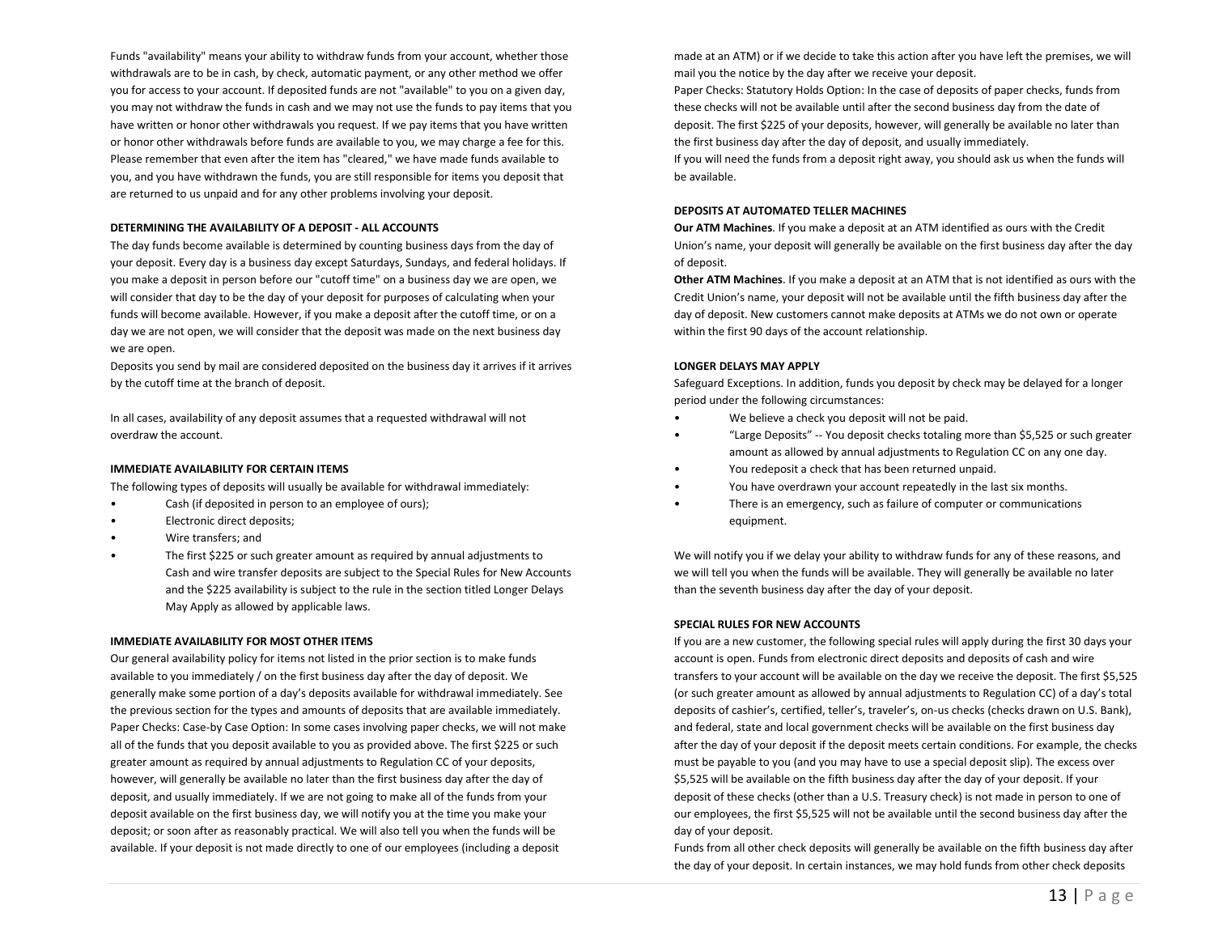Funds "availability" means your ability to withdraw funds from your account, whether those withdrawals are to be in cash, by check, automatic payment, or any other method we offer you for access to your account. If deposited funds are not "available" to you on a given day, you may not withdraw the funds in cash and we may not use the funds to pay items that you have written or honor other withdrawals you request. If we pay items that you have written or honor other withdrawals before funds are available to you, we may charge a fee for this. Please remember that even after the item has "cleared," we have made funds available to you, and you have withdrawn the funds, you are still responsible for items you deposit that are returned to us unpaid and for any other problems involving your deposit.

**DETERMINING THE AVAILABILITY OF A DEPOSIT - ALL ACCOUNTS**

The day funds become available is determined by counting business days from the day of your deposit. Every day is a business day except Saturdays, Sundays, and federal holidays. If you make a deposit in person before our "cutoff time" on a business day we are open, we will consider that day to be the day of your deposit for purposes of calculating when your funds will become available. However, if you make a deposit after the cutoff time, or on a day we are not open, we will consider that the deposit was made on the next business day we are open.

Deposits you send by mail are considered deposited on the business day it arrives if it arrives by the cutoff time at the branch of deposit.

In all cases, availability of any deposit assumes that a requested withdrawal will not overdraw the account.

**IMMEDIATE AVAILABILITY FOR CERTAIN ITEMS**

The following types of deposits will usually be available for withdrawal immediately:

- Cash (if deposited in person to an employee of ours);
- Electronic direct deposits;
- Wire transfers; and
- The first $225 or such greater amount as required by annual adjustments to Cash and wire transfer deposits are subject to the Special Rules for New Accounts and the $225 availability is subject to the rule in the section titled Longer Delays May Apply as allowed by applicable laws.

**IMMEDIATE AVAILABILITY FOR MOST OTHER ITEMS**

Our general availability policy for items not listed in the prior section is to make funds available to you immediately / on the first business day after the day of deposit. We generally make some portion of a day's deposits available for withdrawal immediately. See the previous section for the types and amounts of deposits that are available immediately.

Paper Checks: Case-by Case Option: In some cases involving paper checks, we will not make all of the funds that you deposit available to you as provided above. The first $225 or such greater amount as required by annual adjustments to Regulation CC of your deposits, however, will generally be available no later than the first business day after the day of deposit, and usually immediately. If we are not going to make all of the funds from your deposit available on the first business day, we will notify you at the time you make your deposit; or soon after as reasonably practical. We will also tell you when the funds will be available. If your deposit is not made directly to one of our employees (including a deposit made at an ATM) or if we decide to take this action after you have left the premises, we will mail you the notice by the day after we receive your deposit.

Paper Checks: Statutory Holds Option: In the case of deposits of paper checks, funds from these checks will not be available until after the second business day from the date of deposit. The first $225 of your deposits, however, will generally be available no later than the first business day after the day of deposit, and usually immediately.

If you will need the funds from a deposit right away, you should ask us when the funds will be available.

**DEPOSITS AT AUTOMATED TELLER MACHINES**

**Our ATM Machines**. If you make a deposit at an ATM identified as ours with the Credit Union's name, your deposit will generally be available on the first business day after the day of deposit.

**Other ATM Machines**. If you make a deposit at an ATM that is not identified as ours with the Credit Union's name, your deposit will not be available until the fifth business day after the day of deposit. New customers cannot make deposits at ATMs we do not own or operate within the first 90 days of the account relationship.

**LONGER DELAYS MAY APPLY**

Safeguard Exceptions. In addition, funds you deposit by check may be delayed for a longer period under the following circumstances:

- We believe a check you deposit will not be paid.
- "Large Deposits" -- You deposit checks totaling more than $5,525 or such greater amount as allowed by annual adjustments to Regulation CC on any one day.
- You redeposit a check that has been returned unpaid.
- You have overdrawn your account repeatedly in the last six months.
- There is an emergency, such as failure of computer or communications equipment.

We will notify you if we delay your ability to withdraw funds for any of these reasons, and we will tell you when the funds will be available. They will generally be available no later than the seventh business day after the day of your deposit.

**SPECIAL RULES FOR NEW ACCOUNTS**

If you are a new customer, the following special rules will apply during the first 30 days your account is open. Funds from electronic direct deposits and deposits of cash and wire transfers to your account will be available on the day we receive the deposit. The first $5,525 (or such greater amount as allowed by annual adjustments to Regulation CC) of a day's total deposits of cashier's, certified, teller's, traveler's, on-us checks (checks drawn on U.S. Bank), and federal, state and local government checks will be available on the first business day after the day of your deposit if the deposit meets certain conditions. For example, the checks must be payable to you (and you may have to use a special deposit slip). The excess over $5,525 will be available on the fifth business day after the day of your deposit. If your deposit of these checks (other than a U.S. Treasury check) is not made in person to one of our employees, the first $5,525 will not be available until the second business day after the day of your deposit.

Funds from all other check deposits will generally be available on the fifth business day after the day of your deposit. In certain instances, we may hold funds from other check deposits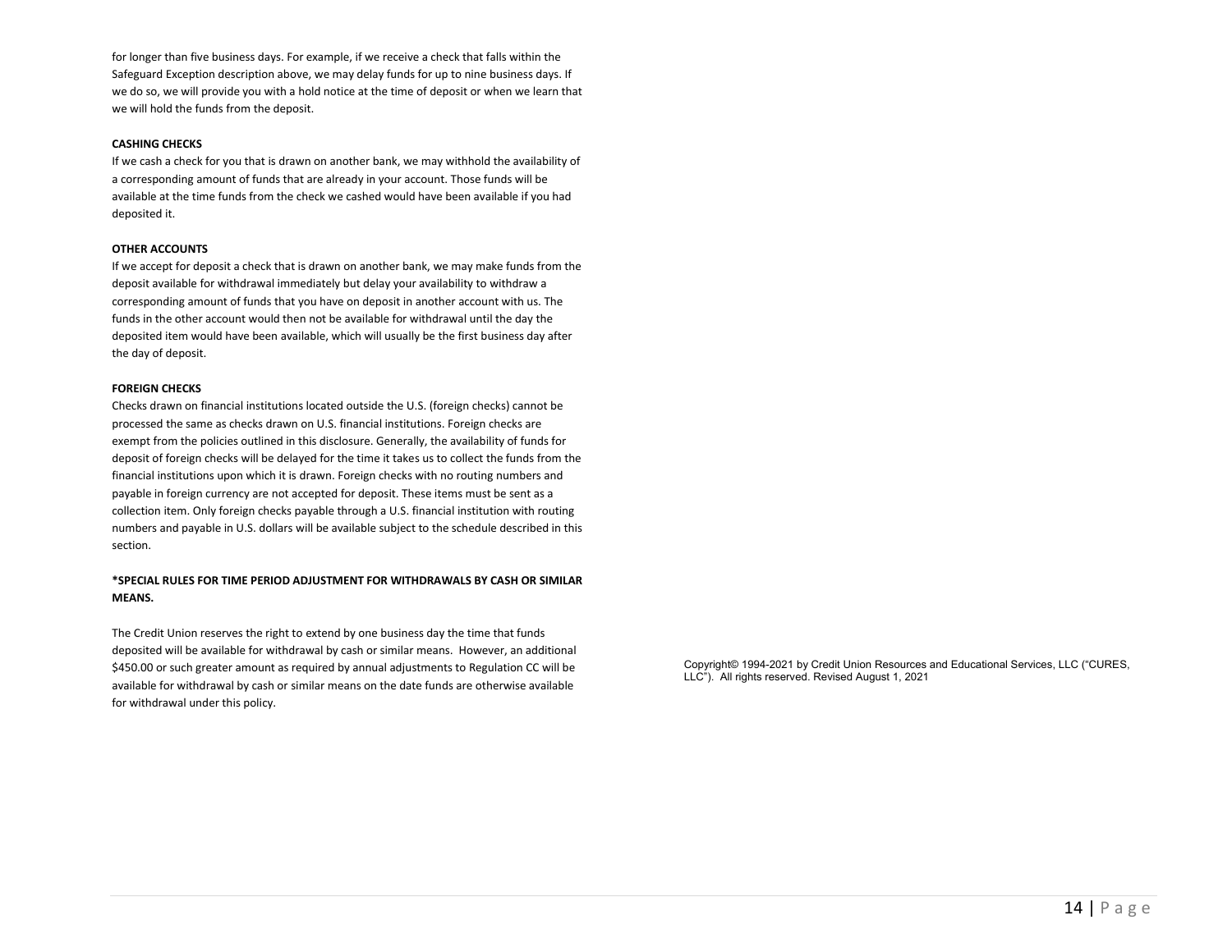for longer than five business days. For example, if we receive a check that falls within the Safeguard Exception description above, we may delay funds for up to nine business days. If we do so, we will provide you with a hold notice at the time of deposit or when we learn that we will hold the funds from the deposit.

**CASHING CHECKS**

If we cash a check for you that is drawn on another bank, we may withhold the availability of a corresponding amount of funds that are already in your account. Those funds will be available at the time funds from the check we cashed would have been available if you had deposited it.

**OTHER ACCOUNTS**

If we accept for deposit a check that is drawn on another bank, we may make funds from the deposit available for withdrawal immediately but delay your availability to withdraw a corresponding amount of funds that you have on deposit in another account with us. The funds in the other account would then not be available for withdrawal until the day the deposited item would have been available, which will usually be the first business day after the day of deposit.

**FOREIGN CHECKS**

Checks drawn on financial institutions located outside the U.S. (foreign checks) cannot be processed the same as checks drawn on U.S. financial institutions. Foreign checks are exempt from the policies outlined in this disclosure. Generally, the availability of funds for deposit of foreign checks will be delayed for the time it takes us to collect the funds from the financial institutions upon which it is drawn. Foreign checks with no routing numbers and payable in foreign currency are not accepted for deposit. These items must be sent as a collection item. Only foreign checks payable through a U.S. financial institution with routing numbers and payable in U.S. dollars will be available subject to the schedule described in this section.

**\*SPECIAL RULES FOR TIME PERIOD ADJUSTMENT FOR WITHDRAWALS BY CASH OR SIMILAR MEANS.**

The Credit Union reserves the right to extend by one business day the time that funds deposited will be available for withdrawal by cash or similar means. However, an additional $450.00 or such greater amount as required by annual adjustments to Regulation CC will be available for withdrawal by cash or similar means on the date funds are otherwise available for withdrawal under this policy.

Copyright© 1994-2021 by Credit Union Resources and Educational Services, LLC ("CURES, LLC"). All rights reserved. Revised August 1, 2021